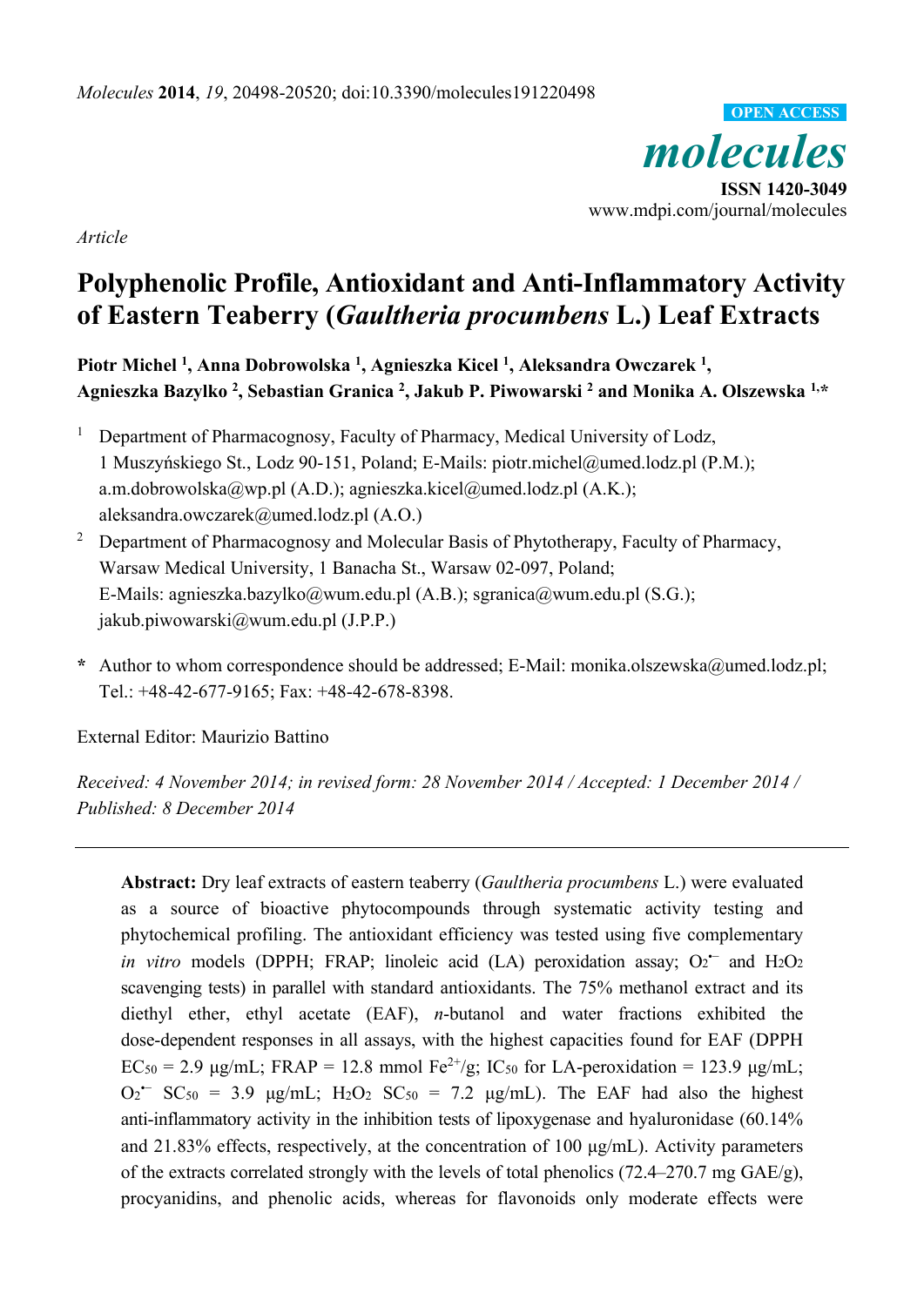*Article*

# Polyphenolic Profile, Antioxidant and Anti-Inflammatory Activity of Eastern Teaberry (*Gaultheria procumbens* L.) Leaf Extracts

**Piotr Michel [1], Anna Dobrowolska [1], Agnieszka Kicel [1], Aleksandra Owczarek [1], Agnieszka Bazylko [2], Sebastian Granica [2], Jakub P. Piwowarski [2] and Monika A. Olszewska [1,*]**

[1] Department of Pharmacognosy, Faculty of Pharmacy, Medical University of Lodz, 1 Muszyńskiego St., Lodz 90-151, Poland; E-Mails: piotr.michel@umed.lodz.pl (P.M.); a.m.dobrowolska@wp.pl (A.D.); agnieszka.kicel@umed.lodz.pl (A.K.); aleksandra.owczarek@umed.lodz.pl (A.O.)

[2] Department of Pharmacognosy and Molecular Basis of Phytotherapy, Faculty of Pharmacy, Warsaw Medical University, 1 Banacha St., Warsaw 02-097, Poland; E-Mails: agnieszka.bazylko@wum.edu.pl (A.B.); sgranica@wum.edu.pl (S.G.); jakub.piwowarski@wum.edu.pl (J.P.P.)

* Author to whom correspondence should be addressed; E-Mail: monika.olszewska@umed.lodz.pl; Tel.: +48-42-677-9165; Fax: +48-42-678-8398.

External Editor: Maurizio Battino

*Received: 4 November 2014; in revised form: 28 November 2014 / Accepted: 1 December 2014 / Published: 8 December 2014*

---

**Abstract:** Dry leaf extracts of eastern teaberry (*Gaultheria procumbens* L.) were evaluated as a source of bioactive phytocompounds through systematic activity testing and phytochemical profiling. The antioxidant efficiency was tested using five complementary *in vitro* models (DPPH; FRAP; linoleic acid (LA) peroxidation assay; $O_2^{\bullet-}$ and $H_2O_2$ scavenging tests) in parallel with standard antioxidants. The 75% methanol extract and its diethyl ether, ethyl acetate (EAF), *n*-butanol and water fractions exhibited the dose-dependent responses in all assays, with the highest capacities found for EAF (DPPH $EC_{50}$ = 2.9 μg/mL; FRAP = 12.8 mmol $Fe^{2+}$/g; $IC_{50}$ for LA-peroxidation = 123.9 μg/mL; $O_2^{\bullet-}$ $SC_{50}$ = 3.9 μg/mL; $H_2O_2$ $SC_{50}$ = 7.2 μg/mL). The EAF had also the highest anti-inflammatory activity in the inhibition tests of lipoxygenase and hyaluronidase (60.14% and 21.83% effects, respectively, at the concentration of 100 μg/mL). Activity parameters of the extracts correlated strongly with the levels of total phenolics (72.4–270.7 mg GAE/g), procyanidins, and phenolic acids, whereas for flavonoids only moderate effects were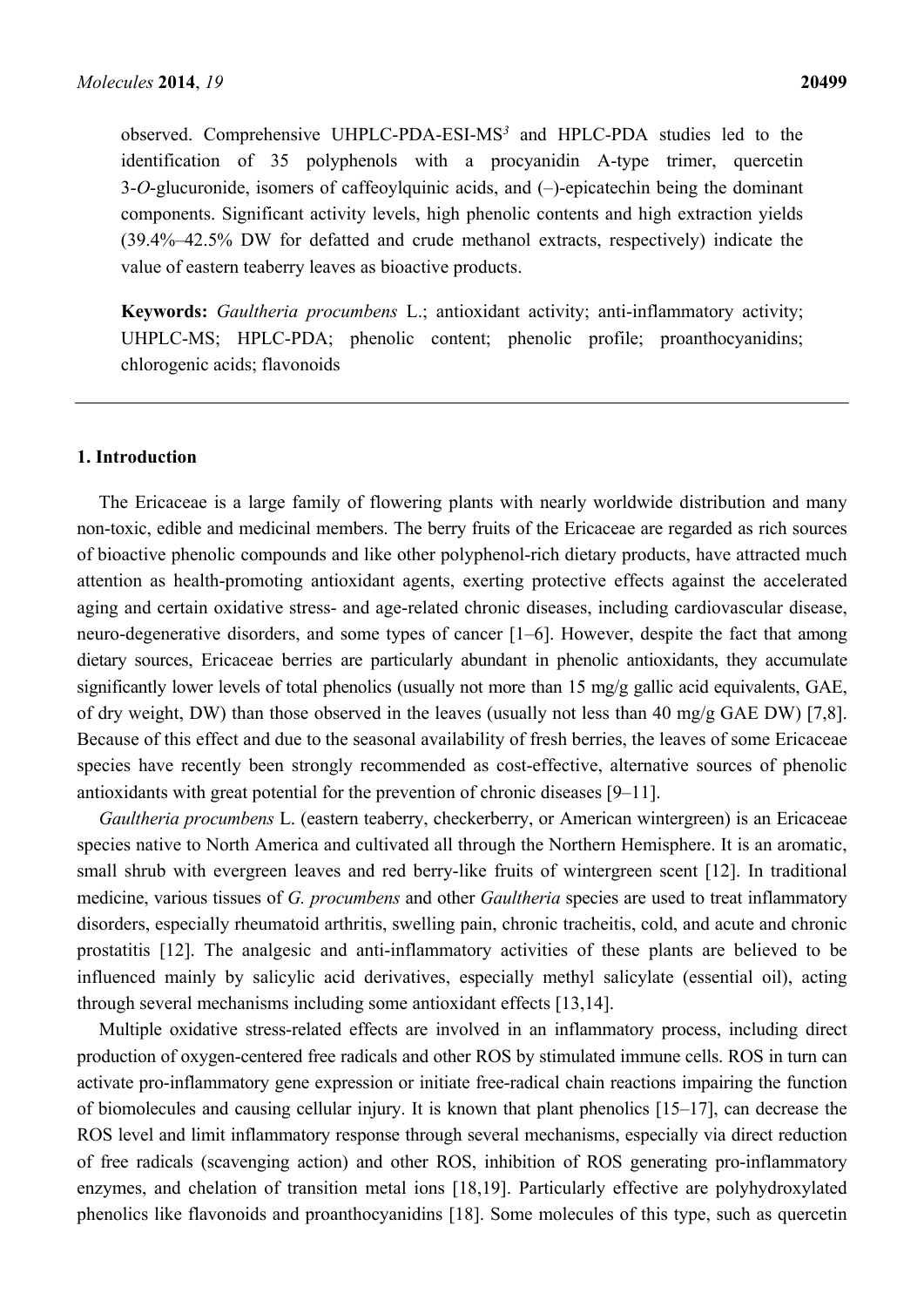observed. Comprehensive UHPLC-PDA-ESI-MS$^3$ and HPLC-PDA studies led to the identification of 35 polyphenols with a procyanidin A-type trimer, quercetin 3-*O*-glucuronide, isomers of caffeoylquinic acids, and (–)-epicatechin being the dominant components. Significant activity levels, high phenolic contents and high extraction yields (39.4%–42.5% DW for defatted and crude methanol extracts, respectively) indicate the value of eastern teaberry leaves as bioactive products.

**Keywords:** *Gaultheria procumbens* L.; antioxidant activity; anti-inflammatory activity; UHPLC-MS; HPLC-PDA; phenolic content; phenolic profile; proanthocyanidins; chlorogenic acids; flavonoids

## 1. Introduction

The Ericaceae is a large family of flowering plants with nearly worldwide distribution and many non-toxic, edible and medicinal members. The berry fruits of the Ericaceae are regarded as rich sources of bioactive phenolic compounds and like other polyphenol-rich dietary products, have attracted much attention as health-promoting antioxidant agents, exerting protective effects against the accelerated aging and certain oxidative stress- and age-related chronic diseases, including cardiovascular disease, neuro-degenerative disorders, and some types of cancer [1–6]. However, despite the fact that among dietary sources, Ericaceae berries are particularly abundant in phenolic antioxidants, they accumulate significantly lower levels of total phenolics (usually not more than 15 mg/g gallic acid equivalents, GAE, of dry weight, DW) than those observed in the leaves (usually not less than 40 mg/g GAE DW) [7,8]. Because of this effect and due to the seasonal availability of fresh berries, the leaves of some Ericaceae species have recently been strongly recommended as cost-effective, alternative sources of phenolic antioxidants with great potential for the prevention of chronic diseases [9–11].

*Gaultheria procumbens* L. (eastern teaberry, checkerberry, or American wintergreen) is an Ericaceae species native to North America and cultivated all through the Northern Hemisphere. It is an aromatic, small shrub with evergreen leaves and red berry-like fruits of wintergreen scent [12]. In traditional medicine, various tissues of *G. procumbens* and other *Gaultheria* species are used to treat inflammatory disorders, especially rheumatoid arthritis, swelling pain, chronic tracheitis, cold, and acute and chronic prostatitis [12]. The analgesic and anti-inflammatory activities of these plants are believed to be influenced mainly by salicylic acid derivatives, especially methyl salicylate (essential oil), acting through several mechanisms including some antioxidant effects [13,14].

Multiple oxidative stress-related effects are involved in an inflammatory process, including direct production of oxygen-centered free radicals and other ROS by stimulated immune cells. ROS in turn can activate pro-inflammatory gene expression or initiate free-radical chain reactions impairing the function of biomolecules and causing cellular injury. It is known that plant phenolics [15–17], can decrease the ROS level and limit inflammatory response through several mechanisms, especially via direct reduction of free radicals (scavenging action) and other ROS, inhibition of ROS generating pro-inflammatory enzymes, and chelation of transition metal ions [18,19]. Particularly effective are polyhydroxylated phenolics like flavonoids and proanthocyanidins [18]. Some molecules of this type, such as quercetin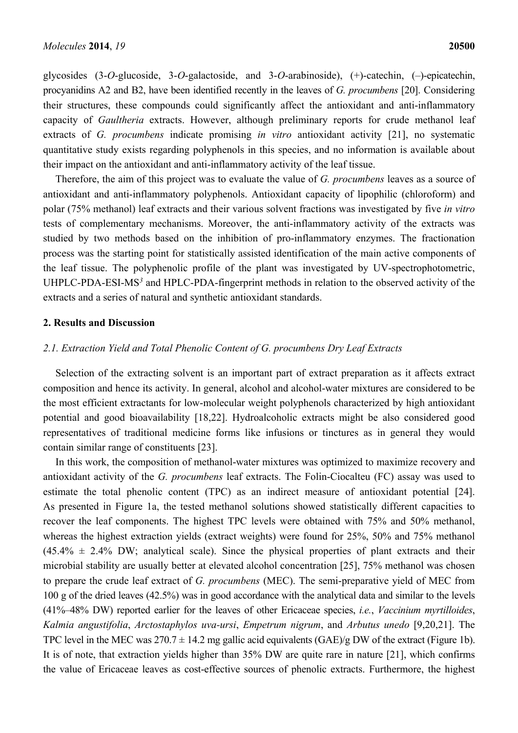glycosides (3-*O*-glucoside, 3-*O*-galactoside, and 3-*O*-arabinoside), (+)-catechin, (–)-epicatechin, procyanidins A2 and B2, have been identified recently in the leaves of *G. procumbens* [20]. Considering their structures, these compounds could significantly affect the antioxidant and anti-inflammatory capacity of *Gaultheria* extracts. However, although preliminary reports for crude methanol leaf extracts of *G. procumbens* indicate promising *in vitro* antioxidant activity [21], no systematic quantitative study exists regarding polyphenols in this species, and no information is available about their impact on the antioxidant and anti-inflammatory activity of the leaf tissue.

Therefore, the aim of this project was to evaluate the value of *G. procumbens* leaves as a source of antioxidant and anti-inflammatory polyphenols. Antioxidant capacity of lipophilic (chloroform) and polar (75% methanol) leaf extracts and their various solvent fractions was investigated by five *in vitro* tests of complementary mechanisms. Moreover, the anti-inflammatory activity of the extracts was studied by two methods based on the inhibition of pro-inflammatory enzymes. The fractionation process was the starting point for statistically assisted identification of the main active components of the leaf tissue. The polyphenolic profile of the plant was investigated by UV-spectrophotometric, UHPLC-PDA-ESI-MS$^3$ and HPLC-PDA-fingerprint methods in relation to the observed activity of the extracts and a series of natural and synthetic antioxidant standards.

## 2. Results and Discussion

### 2.1. Extraction Yield and Total Phenolic Content of G. procumbens Dry Leaf Extracts

Selection of the extracting solvent is an important part of extract preparation as it affects extract composition and hence its activity. In general, alcohol and alcohol-water mixtures are considered to be the most efficient extractants for low-molecular weight polyphenols characterized by high antioxidant potential and good bioavailability [18,22]. Hydroalcoholic extracts might be also considered good representatives of traditional medicine forms like infusions or tinctures as in general they would contain similar range of constituents [23].

In this work, the composition of methanol-water mixtures was optimized to maximize recovery and antioxidant activity of the *G. procumbens* leaf extracts. The Folin-Ciocalteu (FC) assay was used to estimate the total phenolic content (TPC) as an indirect measure of antioxidant potential [24]. As presented in Figure 1a, the tested methanol solutions showed statistically different capacities to recover the leaf components. The highest TPC levels were obtained with 75% and 50% methanol, whereas the highest extraction yields (extract weights) were found for 25%, 50% and 75% methanol (45.4% ± 2.4% DW; analytical scale). Since the physical properties of plant extracts and their microbial stability are usually better at elevated alcohol concentration [25], 75% methanol was chosen to prepare the crude leaf extract of *G. procumbens* (MEC). The semi-preparative yield of MEC from 100 g of the dried leaves (42.5%) was in good accordance with the analytical data and similar to the levels (41%–48% DW) reported earlier for the leaves of other Ericaceae species, *i.e.*, *Vaccinium myrtilloides*, *Kalmia angustifolia*, *Arctostaphylos uva-ursi*, *Empetrum nigrum*, and *Arbutus unedo* [9,20,21]. The TPC level in the MEC was 270.7 ± 14.2 mg gallic acid equivalents (GAE)/g DW of the extract (Figure 1b). It is of note, that extraction yields higher than 35% DW are quite rare in nature [21], which confirms the value of Ericaceae leaves as cost-effective sources of phenolic extracts. Furthermore, the highest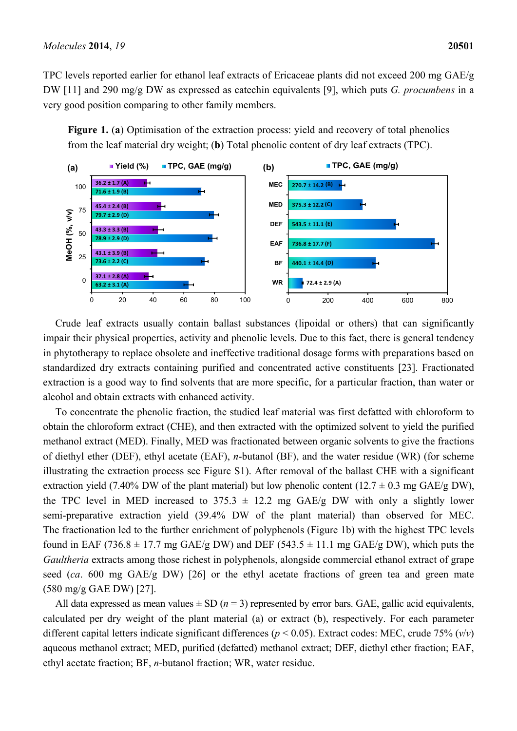TPC levels reported earlier for ethanol leaf extracts of Ericaceae plants did not exceed 200 mg GAE/g DW [11] and 290 mg/g DW as expressed as catechin equivalents [9], which puts *G. procumbens* in a very good position comparing to other family members.

**Figure 1.** (**a**) Optimisation of the extraction process: yield and recovery of total phenolics from the leaf material dry weight; (**b**) Total phenolic content of dry leaf extracts (TPC).

Crude leaf extracts usually contain ballast substances (lipoidal or others) that can significantly impair their physical properties, activity and phenolic levels. Due to this fact, there is general tendency in phytotherapy to replace obsolete and ineffective traditional dosage forms with preparations based on standardized dry extracts containing purified and concentrated active constituents [23]. Fractionated extraction is a good way to find solvents that are more specific, for a particular fraction, than water or alcohol and obtain extracts with enhanced activity.

To concentrate the phenolic fraction, the studied leaf material was first defatted with chloroform to obtain the chloroform extract (CHE), and then extracted with the optimized solvent to yield the purified methanol extract (MED). Finally, MED was fractionated between organic solvents to give the fractions of diethyl ether (DEF), ethyl acetate (EAF), *n*-butanol (BF), and the water residue (WR) (for scheme illustrating the extraction process see Figure S1). After removal of the ballast CHE with a significant extraction yield (7.40% DW of the plant material) but low phenolic content (12.7 ± 0.3 mg GAE/g DW), the TPC level in MED increased to 375.3 ± 12.2 mg GAE/g DW with only a slightly lower semi-preparative extraction yield (39.4% DW of the plant material) than observed for MEC. The fractionation led to the further enrichment of polyphenols (Figure 1b) with the highest TPC levels found in EAF (736.8 ± 17.7 mg GAE/g DW) and DEF (543.5 ± 11.1 mg GAE/g DW), which puts the *Gaultheria* extracts among those richest in polyphenols, alongside commercial ethanol extract of grape seed (*ca*. 600 mg GAE/g DW) [26] or the ethyl acetate fractions of green tea and green mate (580 mg/g GAE DW) [27].

All data expressed as mean values ± SD ($n = 3$) represented by error bars. GAE, gallic acid equivalents, calculated per dry weight of the plant material (a) or extract (b), respectively. For each parameter different capital letters indicate significant differences ($p < 0.05$). Extract codes: MEC, crude 75% (*v*/*v*) aqueous methanol extract; MED, purified (defatted) methanol extract; DEF, diethyl ether fraction; EAF, ethyl acetate fraction; BF, *n*-butanol fraction; WR, water residue.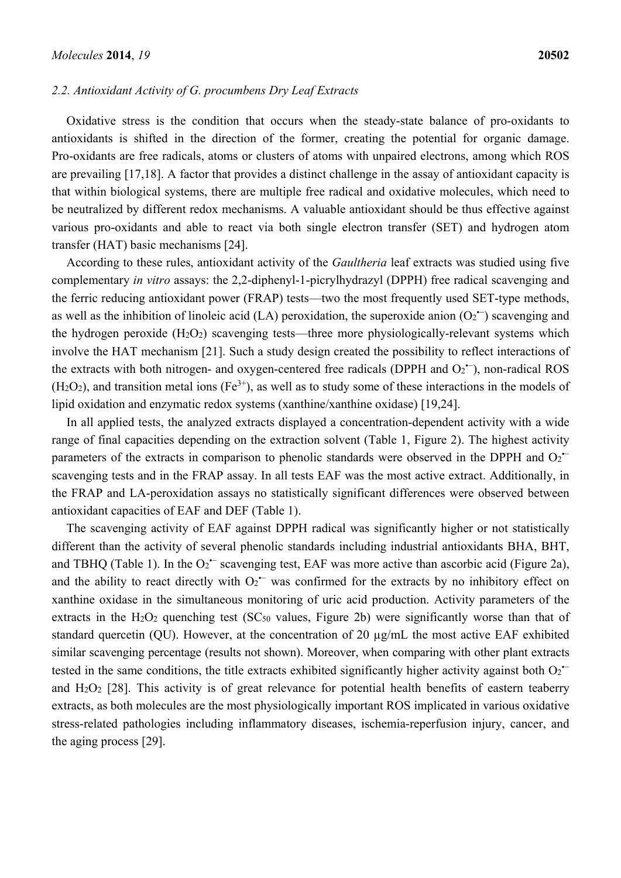### 2.2. Antioxidant Activity of *G. procumbens* Dry Leaf Extracts

Oxidative stress is the condition that occurs when the steady-state balance of pro-oxidants to antioxidants is shifted in the direction of the former, creating the potential for organic damage. Pro-oxidants are free radicals, atoms or clusters of atoms with unpaired electrons, among which ROS are prevailing [17,18]. A factor that provides a distinct challenge in the assay of antioxidant capacity is that within biological systems, there are multiple free radical and oxidative molecules, which need to be neutralized by different redox mechanisms. A valuable antioxidant should be thus effective against various pro-oxidants and able to react via both single electron transfer (SET) and hydrogen atom transfer (HAT) basic mechanisms [24].

According to these rules, antioxidant activity of the *Gaultheria* leaf extracts was studied using five complementary *in vitro* assays: the 2,2-diphenyl-1-picrylhydrazyl (DPPH) free radical scavenging and the ferric reducing antioxidant power (FRAP) tests—two the most frequently used SET-type methods, as well as the inhibition of linoleic acid (LA) peroxidation, the superoxide anion ($O_2^{\bullet-}$) scavenging and the hydrogen peroxide ($H_2O_2$) scavenging tests—three more physiologically-relevant systems which involve the HAT mechanism [21]. Such a study design created the possibility to reflect interactions of the extracts with both nitrogen- and oxygen-centered free radicals (DPPH and $O_2^{\bullet-}$), non-radical ROS ($H_2O_2$), and transition metal ions ($Fe^{3+}$), as well as to study some of these interactions in the models of lipid oxidation and enzymatic redox systems (xanthine/xanthine oxidase) [19,24].

In all applied tests, the analyzed extracts displayed a concentration-dependent activity with a wide range of final capacities depending on the extraction solvent (Table 1, Figure 2). The highest activity parameters of the extracts in comparison to phenolic standards were observed in the DPPH and $O_2^{\bullet-}$ scavenging tests and in the FRAP assay. In all tests EAF was the most active extract. Additionally, in the FRAP and LA-peroxidation assays no statistically significant differences were observed between antioxidant capacities of EAF and DEF (Table 1).

The scavenging activity of EAF against DPPH radical was significantly higher or not statistically different than the activity of several phenolic standards including industrial antioxidants BHA, BHT, and TBHQ (Table 1). In the $O_2^{\bullet-}$ scavenging test, EAF was more active than ascorbic acid (Figure 2a), and the ability to react directly with $O_2^{\bullet-}$ was confirmed for the extracts by no inhibitory effect on xanthine oxidase in the simultaneous monitoring of uric acid production. Activity parameters of the extracts in the $H_2O_2$ quenching test ($SC_{50}$ values, Figure 2b) were significantly worse than that of standard quercetin (QU). However, at the concentration of 20 µg/mL the most active EAF exhibited similar scavenging percentage (results not shown). Moreover, when comparing with other plant extracts tested in the same conditions, the title extracts exhibited significantly higher activity against both $O_2^{\bullet-}$ and $H_2O_2$ [28]. This activity is of great relevance for potential health benefits of eastern teaberry extracts, as both molecules are the most physiologically important ROS implicated in various oxidative stress-related pathologies including inflammatory diseases, ischemia-reperfusion injury, cancer, and the aging process [29].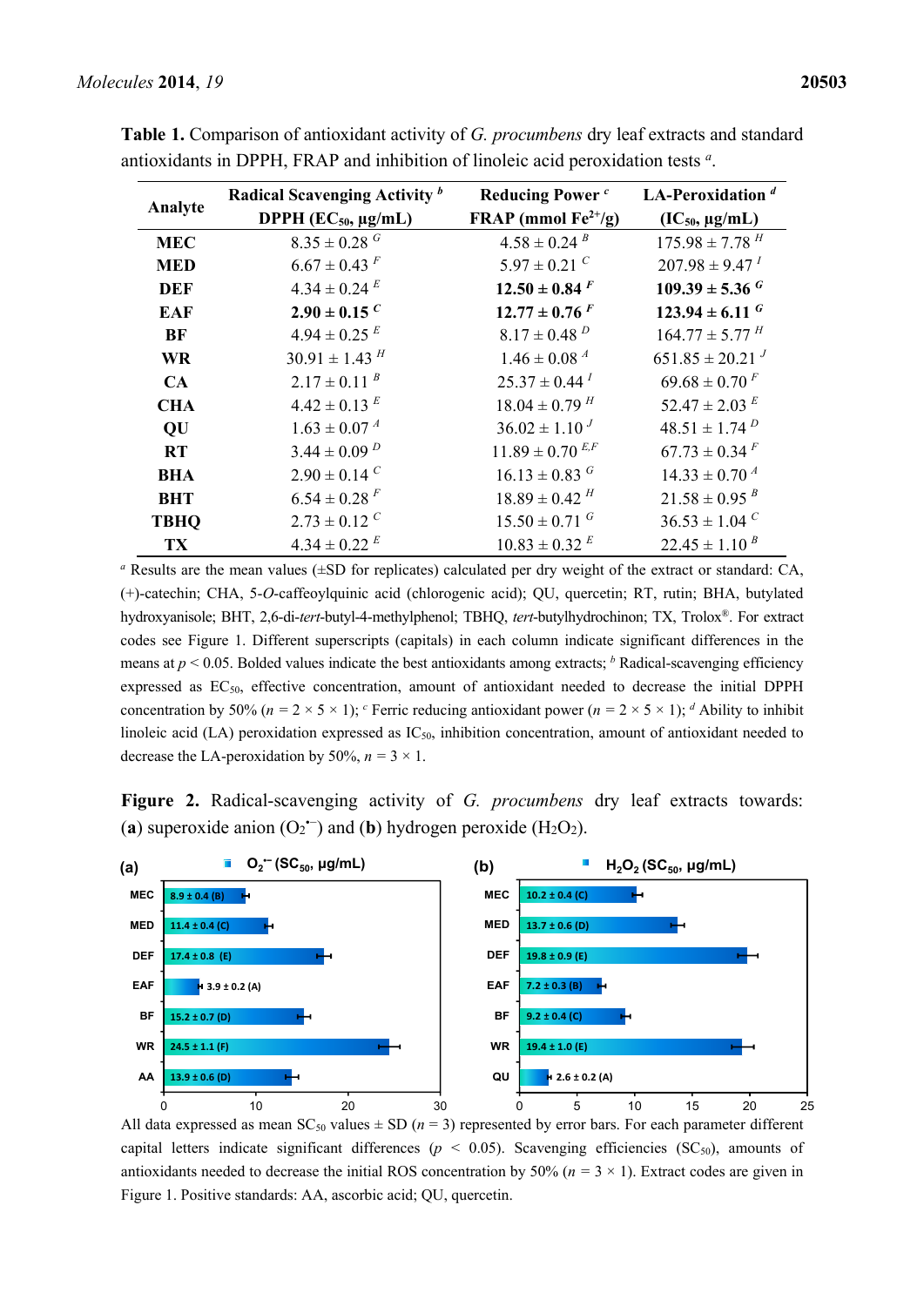**Table 1.** Comparison of antioxidant activity of *G. procumbens* dry leaf extracts and standard antioxidants in DPPH, FRAP and inhibition of linoleic acid peroxidation tests [a].

| Analyte | Radical Scavenging Activity [b] DPPH ($EC_{50}$, μg/mL) | Reducing Power [c] FRAP (mmol $Fe^{2+}$/g) | LA-Peroxidation [d] ($IC_{50}$, μg/mL) |
|---|---|---|---|
| **MEC** | 8.35 ± 0.28 [G] | 4.58 ± 0.24 [B] | 175.98 ± 7.78 [H] |
| **MED** | 6.67 ± 0.43 [F] | 5.97 ± 0.21 [C] | 207.98 ± 9.47 [I] |
| **DEF** | 4.34 ± 0.24 [E] | **12.50 ± 0.84** [F] | **109.39 ± 5.36** [G] |
| **EAF** | **2.90 ± 0.15** [C] | **12.77 ± 0.76** [F] | **123.94 ± 6.11** [G] |
| **BF** | 4.94 ± 0.25 [E] | 8.17 ± 0.48 [D] | 164.77 ± 5.77 [H] |
| **WR** | 30.91 ± 1.43 [H] | 1.46 ± 0.08 [A] | 651.85 ± 20.21 [J] |
| **CA** | 2.17 ± 0.11 [B] | 25.37 ± 0.44 [I] | 69.68 ± 0.70 [F] |
| **CHA** | 4.42 ± 0.13 [E] | 18.04 ± 0.79 [H] | 52.47 ± 2.03 [E] |
| **QU** | 1.63 ± 0.07 [A] | 36.02 ± 1.10 [J] | 48.51 ± 1.74 [D] |
| **RT** | 3.44 ± 0.09 [D] | 11.89 ± 0.70 [E,F] | 67.73 ± 0.34 [F] |
| **BHA** | 2.90 ± 0.14 [C] | 16.13 ± 0.83 [G] | 14.33 ± 0.70 [A] |
| **BHT** | 6.54 ± 0.28 [F] | 18.89 ± 0.42 [H] | 21.58 ± 0.95 [B] |
| **TBHQ** | 2.73 ± 0.12 [C] | 15.50 ± 0.71 [G] | 36.53 ± 1.04 [C] |
| **TX** | 4.34 ± 0.22 [E] | 10.83 ± 0.32 [E] | 22.45 ± 1.10 [B] |

[a] Results are the mean values (±SD for replicates) calculated per dry weight of the extract or standard: CA, (+)-catechin; CHA, 5-*O*-caffeoylquinic acid (chlorogenic acid); QU, quercetin; RT, rutin; BHA, butylated hydroxyanisole; BHT, 2,6-di-*tert*-butyl-4-methylphenol; TBHQ, *tert*-butylhydrochinon; TX, Trolox®. For extract codes see Figure 1. Different superscripts (capitals) in each column indicate significant differences in the means at $p < 0.05$. Bolded values indicate the best antioxidants among extracts; [b] Radical-scavenging efficiency expressed as $EC_{50}$, effective concentration, amount of antioxidant needed to decrease the initial DPPH concentration by 50% ($n = 2 \times 5 \times 1$); [c] Ferric reducing antioxidant power ($n = 2 \times 5 \times 1$); [d] Ability to inhibit linoleic acid (LA) peroxidation expressed as $IC_{50}$, inhibition concentration, amount of antioxidant needed to decrease the LA-peroxidation by 50%, $n = 3 \times 1$.

**Figure 2.** Radical-scavenging activity of *G. procumbens* dry leaf extracts towards: (**a**) superoxide anion ($O_2^{\bullet-}$) and (**b**) hydrogen peroxide ($H_2O_2$).

All data expressed as mean $SC_{50}$ values ± SD ($n = 3$) represented by error bars. For each parameter different capital letters indicate significant differences ($p < 0.05$). Scavenging efficiencies ($SC_{50}$), amounts of antioxidants needed to decrease the initial ROS concentration by 50% ($n = 3 \times 1$). Extract codes are given in Figure 1. Positive standards: AA, ascorbic acid; QU, quercetin.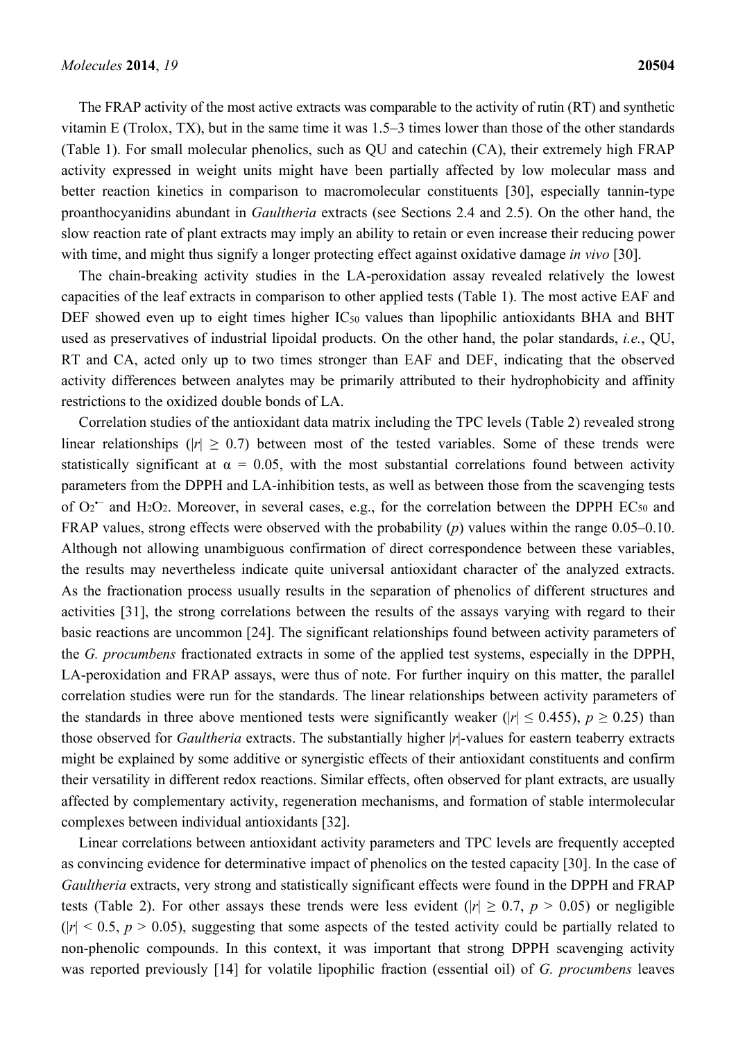The FRAP activity of the most active extracts was comparable to the activity of rutin (RT) and synthetic vitamin E (Trolox, TX), but in the same time it was 1.5–3 times lower than those of the other standards (Table 1). For small molecular phenolics, such as QU and catechin (CA), their extremely high FRAP activity expressed in weight units might have been partially affected by low molecular mass and better reaction kinetics in comparison to macromolecular constituents [30], especially tannin-type proanthocyanidins abundant in *Gaultheria* extracts (see Sections 2.4 and 2.5). On the other hand, the slow reaction rate of plant extracts may imply an ability to retain or even increase their reducing power with time, and might thus signify a longer protecting effect against oxidative damage *in vivo* [30].

The chain-breaking activity studies in the LA-peroxidation assay revealed relatively the lowest capacities of the leaf extracts in comparison to other applied tests (Table 1). The most active EAF and DEF showed even up to eight times higher $IC_{50}$ values than lipophilic antioxidants BHA and BHT used as preservatives of industrial lipoidal products. On the other hand, the polar standards, *i.e.*, QU, RT and CA, acted only up to two times stronger than EAF and DEF, indicating that the observed activity differences between analytes may be primarily attributed to their hydrophobicity and affinity restrictions to the oxidized double bonds of LA.

Correlation studies of the antioxidant data matrix including the TPC levels (Table 2) revealed strong linear relationships ($|r| \geq 0.7$) between most of the tested variables. Some of these trends were statistically significant at $\alpha = 0.05$, with the most substantial correlations found between activity parameters from the DPPH and LA-inhibition tests, as well as between those from the scavenging tests of $O_2^{\bullet-}$ and $H_2O_2$. Moreover, in several cases, e.g., for the correlation between the DPPH $EC_{50}$ and FRAP values, strong effects were observed with the probability ($p$) values within the range 0.05–0.10. Although not allowing unambiguous confirmation of direct correspondence between these variables, the results may nevertheless indicate quite universal antioxidant character of the analyzed extracts. As the fractionation process usually results in the separation of phenolics of different structures and activities [31], the strong correlations between the results of the assays varying with regard to their basic reactions are uncommon [24]. The significant relationships found between activity parameters of the *G. procumbens* fractionated extracts in some of the applied test systems, especially in the DPPH, LA-peroxidation and FRAP assays, were thus of note. For further inquiry on this matter, the parallel correlation studies were run for the standards. The linear relationships between activity parameters of the standards in three above mentioned tests were significantly weaker ($|r| \leq 0.455$), $p \geq 0.25$) than those observed for *Gaultheria* extracts. The substantially higher $|r|$-values for eastern teaberry extracts might be explained by some additive or synergistic effects of their antioxidant constituents and confirm their versatility in different redox reactions. Similar effects, often observed for plant extracts, are usually affected by complementary activity, regeneration mechanisms, and formation of stable intermolecular complexes between individual antioxidants [32].

Linear correlations between antioxidant activity parameters and TPC levels are frequently accepted as convincing evidence for determinative impact of phenolics on the tested capacity [30]. In the case of *Gaultheria* extracts, very strong and statistically significant effects were found in the DPPH and FRAP tests (Table 2). For other assays these trends were less evident ($|r| \geq 0.7$, $p > 0.05$) or negligible ($|r| < 0.5$, $p > 0.05$), suggesting that some aspects of the tested activity could be partially related to non-phenolic compounds. In this context, it was important that strong DPPH scavenging activity was reported previously [14] for volatile lipophilic fraction (essential oil) of *G. procumbens* leaves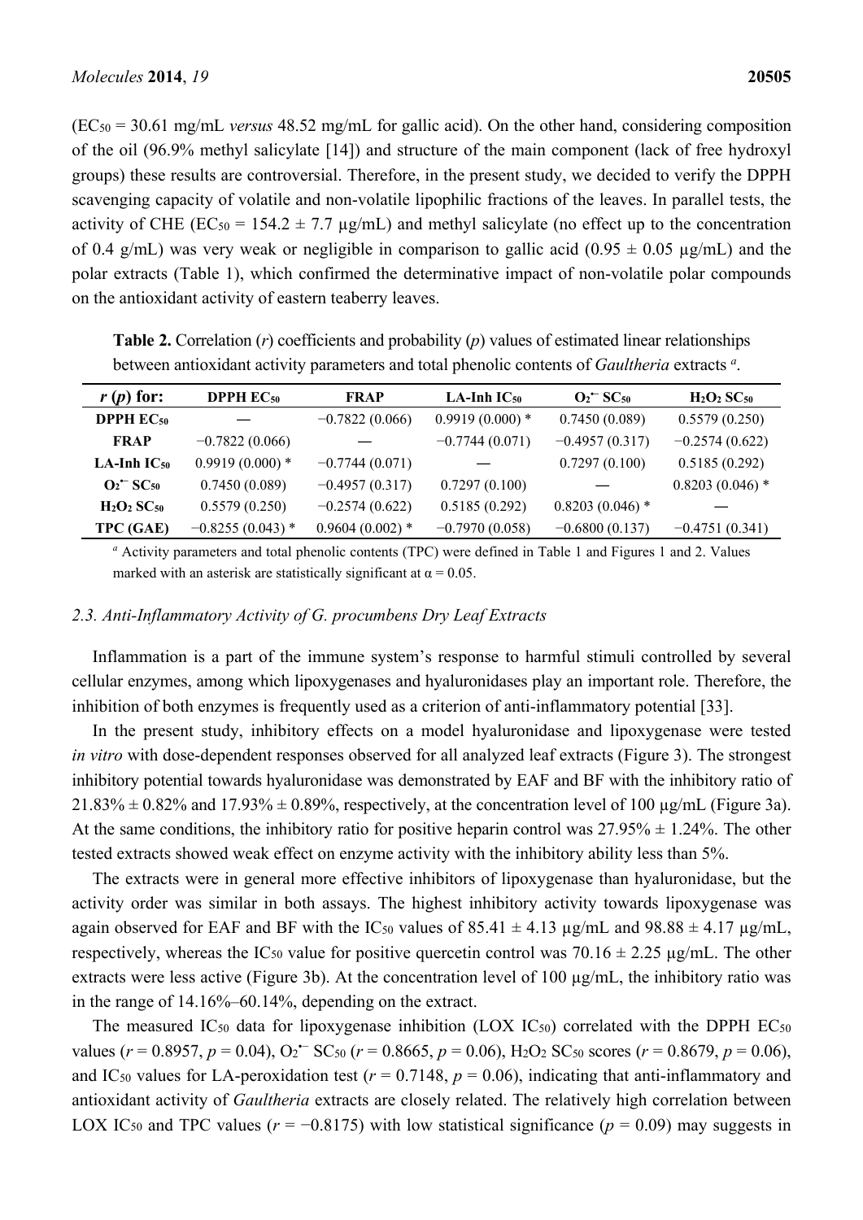($EC_{50}$ = 30.61 mg/mL *versus* 48.52 mg/mL for gallic acid). On the other hand, considering composition of the oil (96.9% methyl salicylate [14]) and structure of the main component (lack of free hydroxyl groups) these results are controversial. Therefore, in the present study, we decided to verify the DPPH scavenging capacity of volatile and non-volatile lipophilic fractions of the leaves. In parallel tests, the activity of CHE ($EC_{50}$ = 154.2 ± 7.7 µg/mL) and methyl salicylate (no effect up to the concentration of 0.4 g/mL) was very weak or negligible in comparison to gallic acid (0.95 ± 0.05 µg/mL) and the polar extracts (Table 1), which confirmed the determinative impact of non-volatile polar compounds on the antioxidant activity of eastern teaberry leaves.

**Table 2.** Correlation (*r*) coefficients and probability (*p*) values of estimated linear relationships between antioxidant activity parameters and total phenolic contents of *Gaultheria* extracts [a].

| *r* (*p*) for: | DPPH $EC_{50}$ | FRAP | LA-Inh $IC_{50}$ | $O_2^{\bullet-}$ $SC_{50}$ | $H_2O_2$ $SC_{50}$ |
|---|---|---|---|---|---|
| **DPPH $EC_{50}$** | — | −0.7822 (0.066) | 0.9919 (0.000) * | 0.7450 (0.089) | 0.5579 (0.250) |
| **FRAP** | −0.7822 (0.066) | — | −0.7744 (0.071) | −0.4957 (0.317) | −0.2574 (0.622) |
| **LA-Inh $IC_{50}$** | 0.9919 (0.000) * | −0.7744 (0.071) | — | 0.7297 (0.100) | 0.5185 (0.292) |
| **$O_2^{\bullet-}$ $SC_{50}$** | 0.7450 (0.089) | −0.4957 (0.317) | 0.7297 (0.100) | — | 0.8203 (0.046) * |
| **$H_2O_2$ $SC_{50}$** | 0.5579 (0.250) | −0.2574 (0.622) | 0.5185 (0.292) | 0.8203 (0.046) * | — |
| **TPC (GAE)** | −0.8255 (0.043) * | 0.9604 (0.002) * | −0.7970 (0.058) | −0.6800 (0.137) | −0.4751 (0.341) |

[a] Activity parameters and total phenolic contents (TPC) were defined in Table 1 and Figures 1 and 2. Values marked with an asterisk are statistically significant at $\alpha = 0.05$.

### 2.3. Anti-Inflammatory Activity of *G. procumbens* Dry Leaf Extracts

Inflammation is a part of the immune system's response to harmful stimuli controlled by several cellular enzymes, among which lipoxygenases and hyaluronidases play an important role. Therefore, the inhibition of both enzymes is frequently used as a criterion of anti-inflammatory potential [33].

In the present study, inhibitory effects on a model hyaluronidase and lipoxygenase were tested *in vitro* with dose-dependent responses observed for all analyzed leaf extracts (Figure 3). The strongest inhibitory potential towards hyaluronidase was demonstrated by EAF and BF with the inhibitory ratio of 21.83% ± 0.82% and 17.93% ± 0.89%, respectively, at the concentration level of 100 µg/mL (Figure 3a). At the same conditions, the inhibitory ratio for positive heparin control was 27.95% ± 1.24%. The other tested extracts showed weak effect on enzyme activity with the inhibitory ability less than 5%.

The extracts were in general more effective inhibitors of lipoxygenase than hyaluronidase, but the activity order was similar in both assays. The highest inhibitory activity towards lipoxygenase was again observed for EAF and BF with the $IC_{50}$ values of 85.41 ± 4.13 µg/mL and 98.88 ± 4.17 µg/mL, respectively, whereas the $IC_{50}$ value for positive quercetin control was 70.16 ± 2.25 µg/mL. The other extracts were less active (Figure 3b). At the concentration level of 100 µg/mL, the inhibitory ratio was in the range of 14.16%–60.14%, depending on the extract.

The measured $IC_{50}$ data for lipoxygenase inhibition (LOX $IC_{50}$) correlated with the DPPH $EC_{50}$ values ($r = 0.8957$, $p = 0.04$), $O_2^{\bullet-}$ $SC_{50}$ ($r = 0.8665$, $p = 0.06$), $H_2O_2$ $SC_{50}$ scores ($r = 0.8679$, $p = 0.06$), and $IC_{50}$ values for LA-peroxidation test ($r = 0.7148$, $p = 0.06$), indicating that anti-inflammatory and antioxidant activity of *Gaultheria* extracts are closely related. The relatively high correlation between LOX $IC_{50}$ and TPC values ($r = -0.8175$) with low statistical significance ($p = 0.09$) may suggests in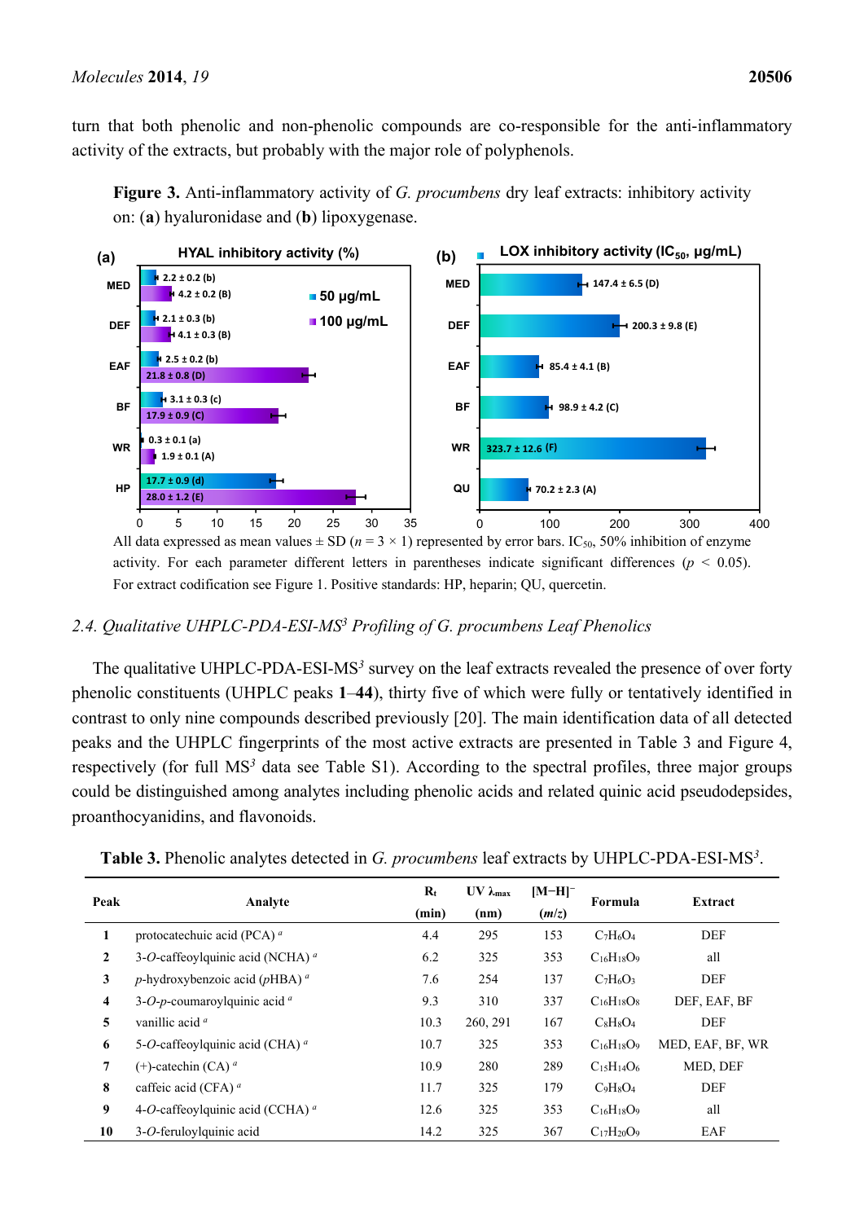turn that both phenolic and non-phenolic compounds are co-responsible for the anti-inflammatory activity of the extracts, but probably with the major role of polyphenols.

**Figure 3.** Anti-inflammatory activity of *G. procumbens* dry leaf extracts: inhibitory activity on: (**a**) hyaluronidase and (**b**) lipoxygenase.

All data expressed as mean values ± SD ($n = 3 \times 1$) represented by error bars. $IC_{50}$, 50% inhibition of enzyme activity. For each parameter different letters in parentheses indicate significant differences ($p < 0.05$). For extract codification see Figure 1. Positive standards: HP, heparin; QU, quercetin.

## 2.4. Qualitative UHPLC-PDA-ESI-MS$^3$ Profiling of G. procumbens Leaf Phenolics

The qualitative UHPLC-PDA-ESI-MS$^3$ survey on the leaf extracts revealed the presence of over forty phenolic constituents (UHPLC peaks **1**–**44**), thirty five of which were fully or tentatively identified in contrast to only nine compounds described previously [20]. The main identification data of all detected peaks and the UHPLC fingerprints of the most active extracts are presented in Table 3 and Figure 4, respectively (for full MS$^3$ data see Table S1). According to the spectral profiles, three major groups could be distinguished among analytes including phenolic acids and related quinic acid pseudodepsides, proanthocyanidins, and flavonoids.

**Table 3.** Phenolic analytes detected in *G. procumbens* leaf extracts by UHPLC-PDA-ESI-MS$^3$.

| Peak | Analyte | $R_t$ (min) | UV $\lambda_{max}$ (nm) | $[M-H]^-$ ($m/z$) | Formula | Extract |
|---|---|---|---|---|---|---|
| **1** | protocatechuic acid (PCA) [a] | 4.4 | 295 | 153 | $C_7H_6O_4$ | DEF |
| **2** | 3-*O*-caffeoylquinic acid (NCHA) [a] | 6.2 | 325 | 353 | $C_{16}H_{18}O_9$ | all |
| **3** | *p*-hydroxybenzoic acid (*p*HBA) [a] | 7.6 | 254 | 137 | $C_7H_6O_3$ | DEF |
| **4** | 3-*O*-*p*-coumaroylquinic acid [a] | 9.3 | 310 | 337 | $C_{16}H_{18}O_8$ | DEF, EAF, BF |
| **5** | vanillic acid [a] | 10.3 | 260, 291 | 167 | $C_8H_8O_4$ | DEF |
| **6** | 5-*O*-caffeoylquinic acid (CHA) [a] | 10.7 | 325 | 353 | $C_{16}H_{18}O_9$ | MED, EAF, BF, WR |
| **7** | (+)-catechin (CA) [a] | 10.9 | 280 | 289 | $C_{15}H_{14}O_6$ | MED, DEF |
| **8** | caffeic acid (CFA) [a] | 11.7 | 325 | 179 | $C_9H_8O_4$ | DEF |
| **9** | 4-*O*-caffeoylquinic acid (CCHA) [a] | 12.6 | 325 | 353 | $C_{16}H_{18}O_9$ | all |
| **10** | 3-*O*-feruloylquinic acid | 14.2 | 325 | 367 | $C_{17}H_{20}O_9$ | EAF |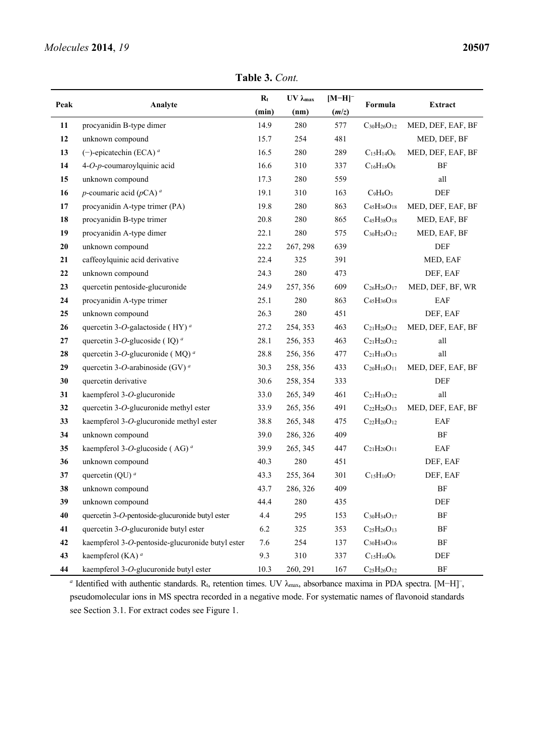**Table 3.** *Cont.*

| Peak | Analyte | $R_t$ (min) | UV $\lambda_{max}$ (nm) | $[M-H]^-$ (*m*/*z*) | Formula | Extract |
|---|---|---|---|---|---|---|
| 11 | procyanidin B-type dimer | 14.9 | 280 | 577 | $C_{30}H_{26}O_{12}$ | MED, DEF, EAF, BF |
| 12 | unknown compound | 15.7 | 254 | 481 | | MED, DEF, BF |
| 13 | (−)-epicatechin (ECA) [a] | 16.5 | 280 | 289 | $C_{15}H_{14}O_6$ | MED, DEF, EAF, BF |
| 14 | 4-*O*-*p*-coumaroylquinic acid | 16.6 | 310 | 337 | $C_{16}H_{18}O_8$ | BF |
| 15 | unknown compound | 17.3 | 280 | 559 | | all |
| 16 | *p*-coumaric acid (*p*CA) [a] | 19.1 | 310 | 163 | $C_9H_8O_3$ | DEF |
| 17 | procyanidin A-type trimer (PA) | 19.8 | 280 | 863 | $C_{45}H_{36}O_{18}$ | MED, DEF, EAF, BF |
| 18 | procyanidin B-type trimer | 20.8 | 280 | 865 | $C_{45}H_{38}O_{18}$ | MED, EAF, BF |
| 19 | procyanidin A-type dimer | 22.1 | 280 | 575 | $C_{30}H_{24}O_{12}$ | MED, EAF, BF |
| 20 | unknown compound | 22.2 | 267, 298 | 639 | | DEF |
| 21 | caffeoylquinic acid derivative | 22.4 | 325 | 391 | | MED, EAF |
| 22 | unknown compound | 24.3 | 280 | 473 | | DEF, EAF |
| 23 | quercetin pentoside-glucuronide | 24.9 | 257, 356 | 609 | $C_{26}H_{26}O_{17}$ | MED, DEF, BF, WR |
| 24 | procyanidin A-type trimer | 25.1 | 280 | 863 | $C_{45}H_{36}O_{18}$ | EAF |
| 25 | unknown compound | 26.3 | 280 | 451 | | DEF, EAF |
| 26 | quercetin 3-*O*-galactoside ( HY) [a] | 27.2 | 254, 353 | 463 | $C_{21}H_{20}O_{12}$ | MED, DEF, EAF, BF |
| 27 | quercetin 3-*O*-glucoside ( IQ) [a] | 28.1 | 256, 353 | 463 | $C_{21}H_{20}O_{12}$ | all |
| 28 | quercetin 3-*O*-glucuronide ( MQ) [a] | 28.8 | 256, 356 | 477 | $C_{21}H_{18}O_{13}$ | all |
| 29 | quercetin 3-*O*-arabinoside (GV) [a] | 30.3 | 258, 356 | 433 | $C_{20}H_{18}O_{11}$ | MED, DEF, EAF, BF |
| 30 | quercetin derivative | 30.6 | 258, 354 | 333 | | DEF |
| 31 | kaempferol 3-*O*-glucuronide | 33.0 | 265, 349 | 461 | $C_{21}H_{18}O_{12}$ | all |
| 32 | quercetin 3-*O*-glucuronide methyl ester | 33.9 | 265, 356 | 491 | $C_{22}H_{20}O_{13}$ | MED, DEF, EAF, BF |
| 33 | kaempferol 3-*O*-glucuronide methyl ester | 38.8 | 265, 348 | 475 | $C_{22}H_{20}O_{12}$ | EAF |
| 34 | unknown compound | 39.0 | 286, 326 | 409 | | BF |
| 35 | kaempferol 3-*O*-glucoside ( AG) [a] | 39.9 | 265, 345 | 447 | $C_{21}H_{20}O_{11}$ | EAF |
| 36 | unknown compound | 40.3 | 280 | 451 | | DEF, EAF |
| 37 | quercetin (QU) [a] | 43.3 | 255, 364 | 301 | $C_{15}H_{10}O_7$ | DEF, EAF |
| 38 | unknown compound | 43.7 | 286, 326 | 409 | | BF |
| 39 | unknown compound | 44.4 | 280 | 435 | | DEF |
| 40 | quercetin 3-*O*-pentoside-glucuronide butyl ester | 4.4 | 295 | 153 | $C_{30}H_{34}O_{17}$ | BF |
| 41 | quercetin 3-*O*-glucuronide butyl ester | 6.2 | 325 | 353 | $C_{25}H_{26}O_{13}$ | BF |
| 42 | kaempferol 3-*O*-pentoside-glucuronide butyl ester | 7.6 | 254 | 137 | $C_{30}H_{34}O_{16}$ | BF |
| 43 | kaempferol (KA) [a] | 9.3 | 310 | 337 | $C_{15}H_{10}O_6$ | DEF |
| 44 | kaempferol 3-*O*-glucuronide butyl ester | 10.3 | 260, 291 | 167 | $C_{25}H_{26}O_{12}$ | BF |

[a] Identified with authentic standards. $R_t$, retention times. UV $\lambda_{max}$, absorbance maxima in PDA spectra. $[M-H]^-$, pseudomolecular ions in MS spectra recorded in a negative mode. For systematic names of flavonoid standards see Section 3.1. For extract codes see Figure 1.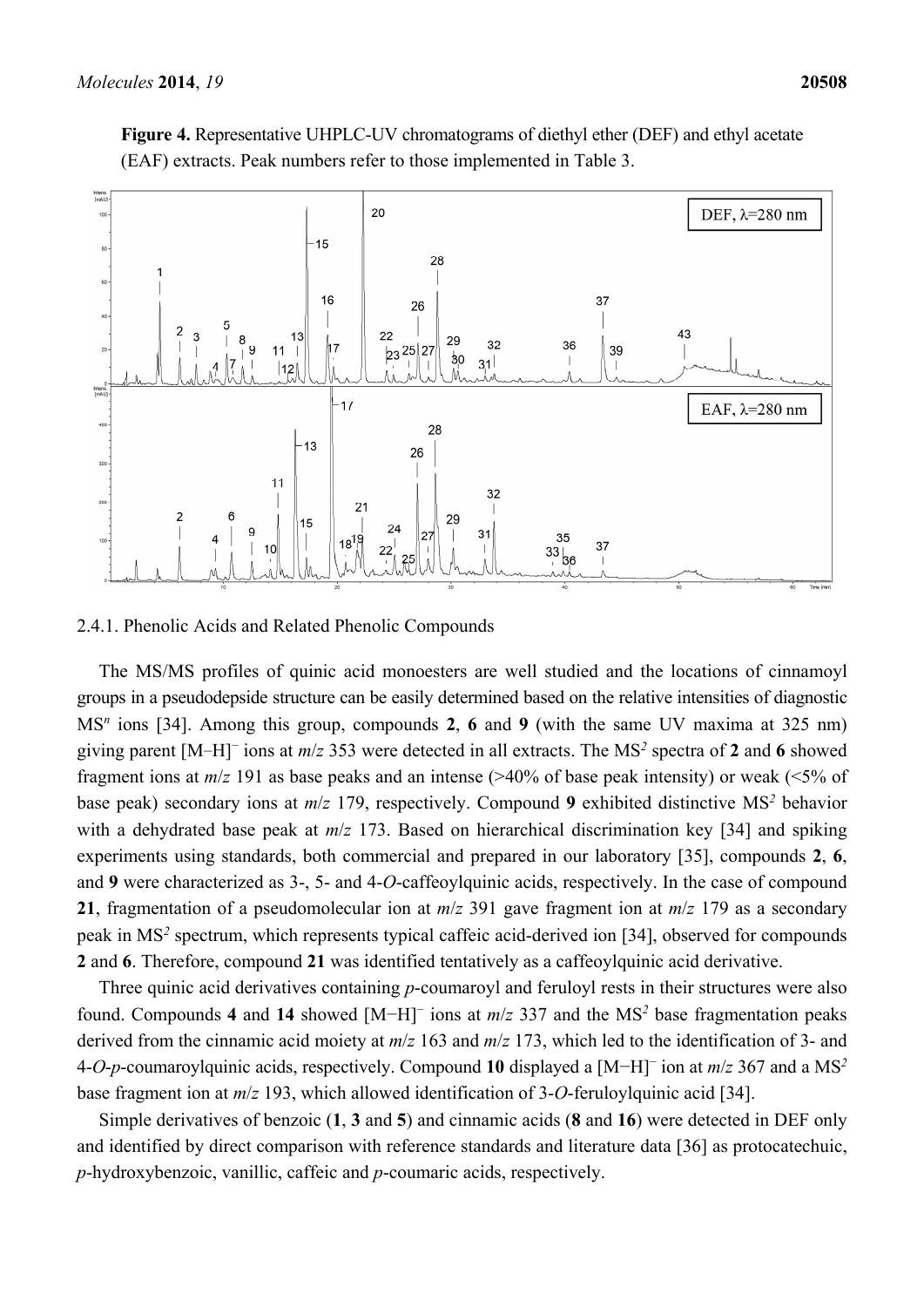**Figure 4.** Representative UHPLC-UV chromatograms of diethyl ether (DEF) and ethyl acetate (EAF) extracts. Peak numbers refer to those implemented in Table 3.

2.4.1. Phenolic Acids and Related Phenolic Compounds

The MS/MS profiles of quinic acid monoesters are well studied and the locations of cinnamoyl groups in a pseudodepside structure can be easily determined based on the relative intensities of diagnostic $MS^n$ ions [34]. Among this group, compounds **2**, **6** and **9** (with the same UV maxima at 325 nm) giving parent $[M–H]^−$ ions at *m*/*z* 353 were detected in all extracts. The $MS^2$ spectra of **2** and **6** showed fragment ions at *m*/*z* 191 as base peaks and an intense (>40% of base peak intensity) or weak (<5% of base peak) secondary ions at *m*/*z* 179, respectively. Compound **9** exhibited distinctive $MS^2$ behavior with a dehydrated base peak at *m*/*z* 173. Based on hierarchical discrimination key [34] and spiking experiments using standards, both commercial and prepared in our laboratory [35], compounds **2**, **6**, and **9** were characterized as 3-, 5- and 4-*O*-caffeoylquinic acids, respectively. In the case of compound **21**, fragmentation of a pseudomolecular ion at *m*/*z* 391 gave fragment ion at *m*/*z* 179 as a secondary peak in $MS^2$ spectrum, which represents typical caffeic acid-derived ion [34], observed for compounds **2** and **6**. Therefore, compound **21** was identified tentatively as a caffeoylquinic acid derivative.

Three quinic acid derivatives containing *p*-coumaroyl and feruloyl rests in their structures were also found. Compounds **4** and **14** showed $[M−H]^−$ ions at *m*/*z* 337 and the $MS^2$ base fragmentation peaks derived from the cinnamic acid moiety at *m*/*z* 163 and *m*/*z* 173, which led to the identification of 3- and 4-*O*-*p*-coumaroylquinic acids, respectively. Compound **10** displayed a $[M−H]^−$ ion at *m*/*z* 367 and a $MS^2$ base fragment ion at *m*/*z* 193, which allowed identification of 3-*O*-feruloylquinic acid [34].

Simple derivatives of benzoic (**1**, **3** and **5**) and cinnamic acids (**8** and **16**) were detected in DEF only and identified by direct comparison with reference standards and literature data [36] as protocatechuic, *p*-hydroxybenzoic, vanillic, caffeic and *p*-coumaric acids, respectively.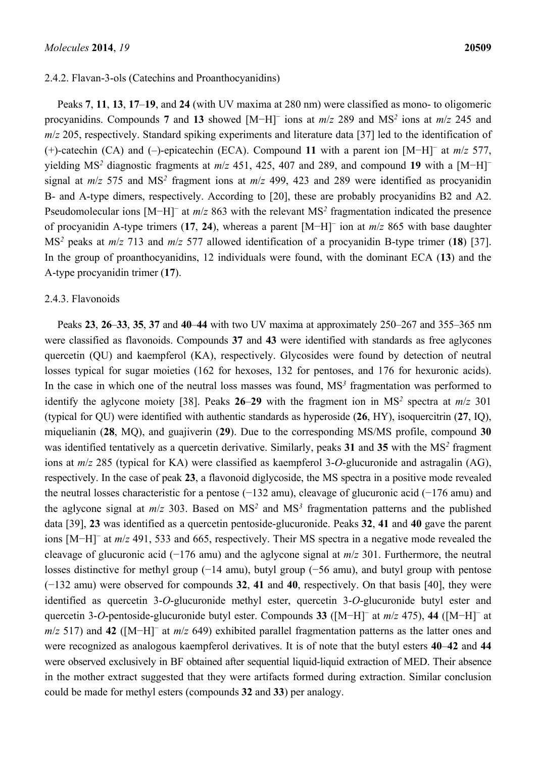#### 2.4.2. Flavan-3-ols (Catechins and Proanthocyanidins)

Peaks **7**, **11**, **13**, **17**–**19**, and **24** (with UV maxima at 280 nm) were classified as mono- to oligomeric procyanidins. Compounds **7** and **13** showed $[M-H]^-$ ions at *m*/*z* 289 and $MS^2$ ions at *m*/*z* 245 and *m*/*z* 205, respectively. Standard spiking experiments and literature data [37] led to the identification of (+)-catechin (CA) and (–)-epicatechin (ECA). Compound **11** with a parent ion $[M-H]^-$ at *m*/*z* 577, yielding $MS^2$ diagnostic fragments at *m*/*z* 451, 425, 407 and 289, and compound **19** with a $[M-H]^-$ signal at *m*/*z* 575 and $MS^2$ fragment ions at *m*/*z* 499, 423 and 289 were identified as procyanidin B- and A-type dimers, respectively. According to [20], these are probably procyanidins B2 and A2. Pseudomolecular ions $[M-H]^-$ at *m*/*z* 863 with the relevant $MS^2$ fragmentation indicated the presence of procyanidin A-type trimers (**17**, **24**), whereas a parent $[M-H]^-$ ion at *m*/*z* 865 with base daughter $MS^2$ peaks at *m*/*z* 713 and *m*/*z* 577 allowed identification of a procyanidin B-type trimer (**18**) [37]. In the group of proanthocyanidins, 12 individuals were found, with the dominant ECA (**13**) and the A-type procyanidin trimer (**17**).

#### 2.4.3. Flavonoids

Peaks **23**, **26**–**33**, **35**, **37** and **40**–**44** with two UV maxima at approximately 250–267 and 355–365 nm were classified as flavonoids. Compounds **37** and **43** were identified with standards as free aglycones quercetin (QU) and kaempferol (KA), respectively. Glycosides were found by detection of neutral losses typical for sugar moieties (162 for hexoses, 132 for pentoses, and 176 for hexuronic acids). In the case in which one of the neutral loss masses was found, $MS^3$ fragmentation was performed to identify the aglycone moiety [38]. Peaks **26**–**29** with the fragment ion in $MS^2$ spectra at *m*/*z* 301 (typical for QU) were identified with authentic standards as hyperoside (**26**, HY), isoquercitrin (**27**, IQ), miquelianin (**28**, MQ), and guajiverin (**29**). Due to the corresponding MS/MS profile, compound **30** was identified tentatively as a quercetin derivative. Similarly, peaks **31** and **35** with the $MS^2$ fragment ions at *m*/*z* 285 (typical for KA) were classified as kaempferol 3-*O*-glucuronide and astragalin (AG), respectively. In the case of peak **23**, a flavonoid diglycoside, the MS spectra in a positive mode revealed the neutral losses characteristic for a pentose (−132 amu), cleavage of glucuronic acid (−176 amu) and the aglycone signal at *m*/*z* 303. Based on $MS^2$ and $MS^3$ fragmentation patterns and the published data [39], **23** was identified as a quercetin pentoside-glucuronide. Peaks **32**, **41** and **40** gave the parent ions $[M-H]^-$ at *m*/*z* 491, 533 and 665, respectively. Their MS spectra in a negative mode revealed the cleavage of glucuronic acid (−176 amu) and the aglycone signal at *m*/*z* 301. Furthermore, the neutral losses distinctive for methyl group (−14 amu), butyl group (−56 amu), and butyl group with pentose (−132 amu) were observed for compounds **32**, **41** and **40**, respectively. On that basis [40], they were identified as quercetin 3-*O*-glucuronide methyl ester, quercetin 3-*O*-glucuronide butyl ester and quercetin 3-*O*-pentoside-glucuronide butyl ester. Compounds **33** ($[M-H]^-$ at *m*/*z* 475), **44** ($[M-H]^-$ at *m*/*z* 517) and **42** ($[M-H]^-$ at *m*/*z* 649) exhibited parallel fragmentation patterns as the latter ones and were recognized as analogous kaempferol derivatives. It is of note that the butyl esters **40**–**42** and **44** were observed exclusively in BF obtained after sequential liquid-liquid extraction of MED. Their absence in the mother extract suggested that they were artifacts formed during extraction. Similar conclusion could be made for methyl esters (compounds **32** and **33**) per analogy.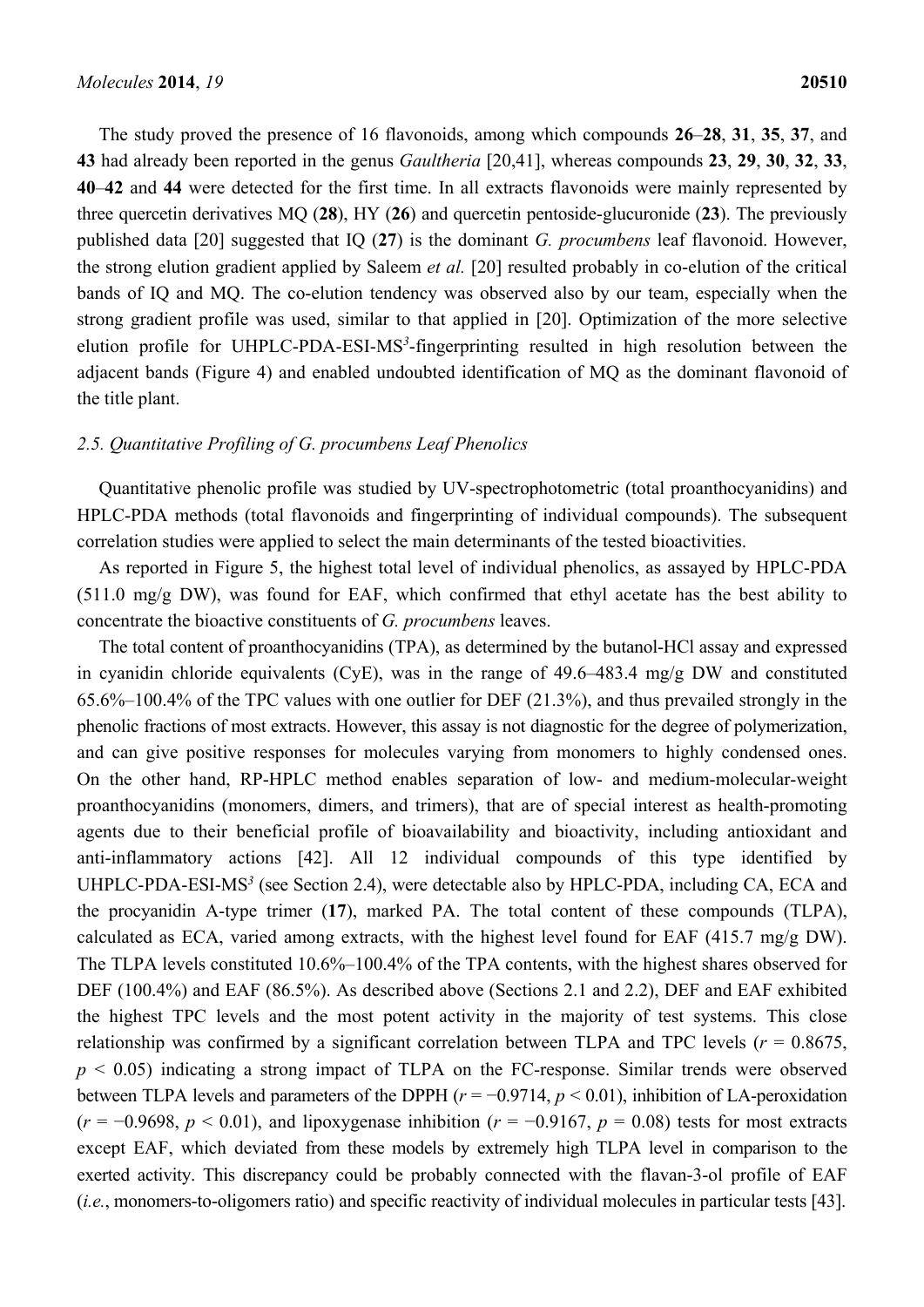The study proved the presence of 16 flavonoids, among which compounds **26**–**28**, **31**, **35**, **37**, and **43** had already been reported in the genus *Gaultheria* [20,41], whereas compounds **23**, **29**, **30**, **32**, **33**, **40**–**42** and **44** were detected for the first time. In all extracts flavonoids were mainly represented by three quercetin derivatives MQ (**28**), HY (**26**) and quercetin pentoside-glucuronide (**23**). The previously published data [20] suggested that IQ (**27**) is the dominant *G. procumbens* leaf flavonoid. However, the strong elution gradient applied by Saleem *et al.* [20] resulted probably in co-elution of the critical bands of IQ and MQ. The co-elution tendency was observed also by our team, especially when the strong gradient profile was used, similar to that applied in [20]. Optimization of the more selective elution profile for UHPLC-PDA-ESI-MS$^3$-fingerprinting resulted in high resolution between the adjacent bands (Figure 4) and enabled undoubted identification of MQ as the dominant flavonoid of the title plant.

### 2.5. Quantitative Profiling of *G. procumbens* Leaf Phenolics

Quantitative phenolic profile was studied by UV-spectrophotometric (total proanthocyanidins) and HPLC-PDA methods (total flavonoids and fingerprinting of individual compounds). The subsequent correlation studies were applied to select the main determinants of the tested bioactivities.

As reported in Figure 5, the highest total level of individual phenolics, as assayed by HPLC-PDA (511.0 mg/g DW), was found for EAF, which confirmed that ethyl acetate has the best ability to concentrate the bioactive constituents of *G. procumbens* leaves.

The total content of proanthocyanidins (TPA), as determined by the butanol-HCl assay and expressed in cyanidin chloride equivalents (CyE), was in the range of 49.6–483.4 mg/g DW and constituted 65.6%–100.4% of the TPC values with one outlier for DEF (21.3%), and thus prevailed strongly in the phenolic fractions of most extracts. However, this assay is not diagnostic for the degree of polymerization, and can give positive responses for molecules varying from monomers to highly condensed ones. On the other hand, RP-HPLC method enables separation of low- and medium-molecular-weight proanthocyanidins (monomers, dimers, and trimers), that are of special interest as health-promoting agents due to their beneficial profile of bioavailability and bioactivity, including antioxidant and anti-inflammatory actions [42]. All 12 individual compounds of this type identified by UHPLC-PDA-ESI-MS$^3$ (see Section 2.4), were detectable also by HPLC-PDA, including CA, ECA and the procyanidin A-type trimer (**17**), marked PA. The total content of these compounds (TLPA), calculated as ECA, varied among extracts, with the highest level found for EAF (415.7 mg/g DW). The TLPA levels constituted 10.6%–100.4% of the TPA contents, with the highest shares observed for DEF (100.4%) and EAF (86.5%). As described above (Sections 2.1 and 2.2), DEF and EAF exhibited the highest TPC levels and the most potent activity in the majority of test systems. This close relationship was confirmed by a significant correlation between TLPA and TPC levels ($r = 0.8675$, $p < 0.05$) indicating a strong impact of TLPA on the FC-response. Similar trends were observed between TLPA levels and parameters of the DPPH ($r = -0.9714$, $p < 0.01$), inhibition of LA-peroxidation ($r = -0.9698$, $p < 0.01$), and lipoxygenase inhibition ($r = -0.9167$, $p = 0.08$) tests for most extracts except EAF, which deviated from these models by extremely high TLPA level in comparison to the exerted activity. This discrepancy could be probably connected with the flavan-3-ol profile of EAF (*i.e.*, monomers-to-oligomers ratio) and specific reactivity of individual molecules in particular tests [43].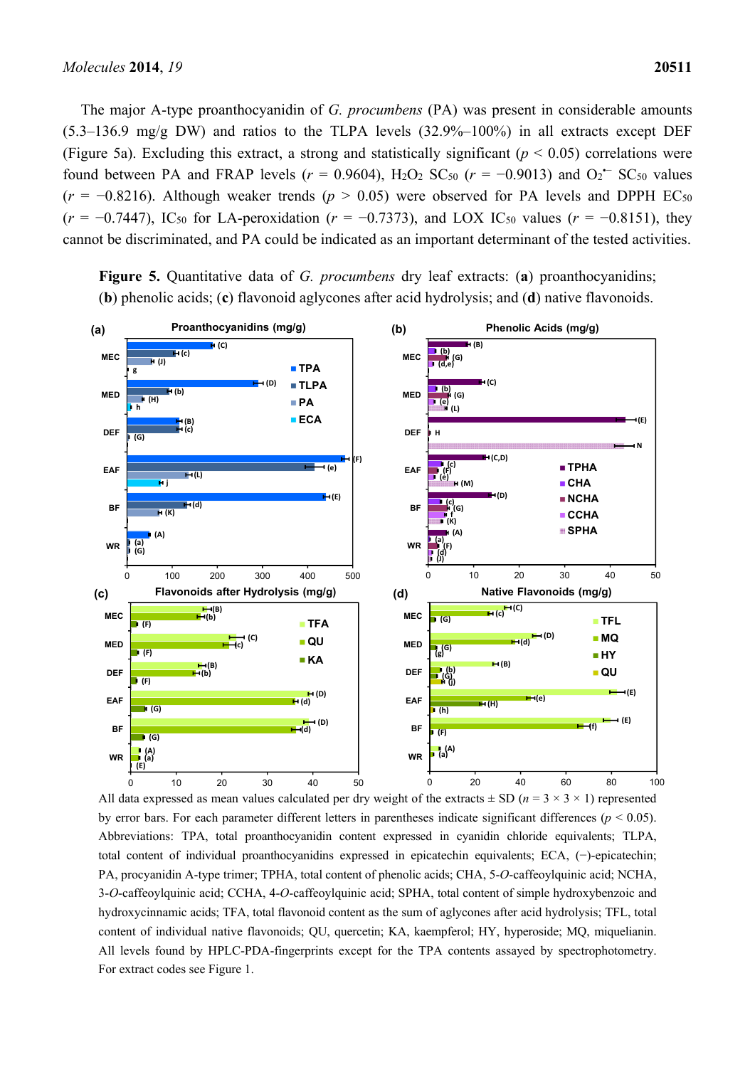The major A-type proanthocyanidin of *G. procumbens* (PA) was present in considerable amounts (5.3–136.9 mg/g DW) and ratios to the TLPA levels (32.9%–100%) in all extracts except DEF (Figure 5a). Excluding this extract, a strong and statistically significant ($p < 0.05$) correlations were found between PA and FRAP levels ($r = 0.9604$), $H_2O_2$ $SC_{50}$ ($r = -0.9013$) and $O_2^{\bullet-}$ $SC_{50}$ values ($r = -0.8216$). Although weaker trends ($p > 0.05$) were observed for PA levels and DPPH $EC_{50}$ ($r = -0.7447$), $IC_{50}$ for LA-peroxidation ($r = -0.7373$), and LOX $IC_{50}$ values ($r = -0.8151$), they cannot be discriminated, and PA could be indicated as an important determinant of the tested activities.

**Figure 5.** Quantitative data of *G. procumbens* dry leaf extracts: (**a**) proanthocyanidins; (**b**) phenolic acids; (**c**) flavonoid aglycones after acid hydrolysis; and (**d**) native flavonoids.

All data expressed as mean values calculated per dry weight of the extracts ± SD ($n = 3 \times 3 \times 1$) represented by error bars. For each parameter different letters in parentheses indicate significant differences ($p < 0.05$). Abbreviations: TPA, total proanthocyanidin content expressed in cyanidin chloride equivalents; TLPA, total content of individual proanthocyanidins expressed in epicatechin equivalents; ECA, (−)-epicatechin; PA, procyanidin A-type trimer; TPHA, total content of phenolic acids; CHA, 5-*O*-caffeoylquinic acid; NCHA, 3-*O*-caffeoylquinic acid; CCHA, 4-*O*-caffeoylquinic acid; SPHA, total content of simple hydroxybenzoic and hydroxycinnamic acids; TFA, total flavonoid content as the sum of aglycones after acid hydrolysis; TFL, total content of individual native flavonoids; QU, quercetin; KA, kaempferol; HY, hyperoside; MQ, miquelianin. All levels found by HPLC-PDA-fingerprints except for the TPA contents assayed by spectrophotometry. For extract codes see Figure 1.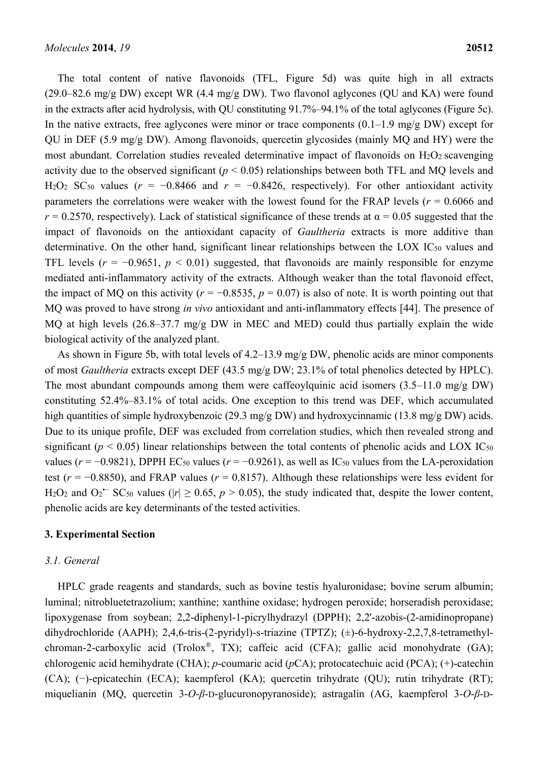The total content of native flavonoids (TFL, Figure 5d) was quite high in all extracts (29.0–82.6 mg/g DW) except WR (4.4 mg/g DW). Two flavonol aglycones (QU and KA) were found in the extracts after acid hydrolysis, with QU constituting 91.7%–94.1% of the total aglycones (Figure 5c). In the native extracts, free aglycones were minor or trace components (0.1–1.9 mg/g DW) except for QU in DEF (5.9 mg/g DW). Among flavonoids, quercetin glycosides (mainly MQ and HY) were the most abundant. Correlation studies revealed determinative impact of flavonoids on $H_2O_2$ scavenging activity due to the observed significant ($p < 0.05$) relationships between both TFL and MQ levels and $H_2O_2$ $SC_{50}$ values ($r = -0.8466$ and $r = -0.8426$, respectively). For other antioxidant activity parameters the correlations were weaker with the lowest found for the FRAP levels ($r = 0.6066$ and $r = 0.2570$, respectively). Lack of statistical significance of these trends at $\alpha = 0.05$ suggested that the impact of flavonoids on the antioxidant capacity of *Gaultheria* extracts is more additive than determinative. On the other hand, significant linear relationships between the LOX $IC_{50}$ values and TFL levels ($r = -0.9651$, $p < 0.01$) suggested, that flavonoids are mainly responsible for enzyme mediated anti-inflammatory activity of the extracts. Although weaker than the total flavonoid effect, the impact of MQ on this activity ($r = -0.8535$, $p = 0.07$) is also of note. It is worth pointing out that MQ was proved to have strong *in vivo* antioxidant and anti-inflammatory effects [44]. The presence of MQ at high levels (26.8–37.7 mg/g DW in MEC and MED) could thus partially explain the wide biological activity of the analyzed plant.

As shown in Figure 5b, with total levels of 4.2–13.9 mg/g DW, phenolic acids are minor components of most *Gaultheria* extracts except DEF (43.5 mg/g DW; 23.1% of total phenolics detected by HPLC). The most abundant compounds among them were caffeoylquinic acid isomers (3.5–11.0 mg/g DW) constituting 52.4%–83.1% of total acids. One exception to this trend was DEF, which accumulated high quantities of simple hydroxybenzoic (29.3 mg/g DW) and hydroxycinnamic (13.8 mg/g DW) acids. Due to its unique profile, DEF was excluded from correlation studies, which then revealed strong and significant ($p < 0.05$) linear relationships between the total contents of phenolic acids and LOX $IC_{50}$ values ($r = -0.9821$), DPPH $EC_{50}$ values ($r = -0.9261$), as well as $IC_{50}$ values from the LA-peroxidation test ($r = -0.8850$), and FRAP values ($r = 0.8157$). Although these relationships were less evident for $H_2O_2$ and $O_2^{\bullet-}$ $SC_{50}$ values ($|r| \geq 0.65$, $p > 0.05$), the study indicated that, despite the lower content, phenolic acids are key determinants of the tested activities.

## 3. Experimental Section

### 3.1. General

HPLC grade reagents and standards, such as bovine testis hyaluronidase; bovine serum albumin; luminal; nitrobluetetrazolium; xanthine; xanthine oxidase; hydrogen peroxide; horseradish peroxidase; lipoxygenase from soybean; 2,2-diphenyl-1-picrylhydrazyl (DPPH); 2,2'-azobis-(2-amidinopropane) dihydrochloride (AAPH); 2,4,6-tris-(2-pyridyl)-s-triazine (TPTZ); (±)-6-hydroxy-2,2,7,8-tetramethyl-chroman-2-carboxylic acid (Trolox®, TX); caffeic acid (CFA); gallic acid monohydrate (GA); chlorogenic acid hemihydrate (CHA); *p*-coumaric acid (*p*CA); protocatechuic acid (PCA); (+)-catechin (CA); (−)-epicatechin (ECA); kaempferol (KA); quercetin trihydrate (QU); rutin trihydrate (RT); miquelianin (MQ, quercetin 3-*O*-*β*-D-glucuronopyranoside); astragalin (AG, kaempferol 3-*O*-*β*-D-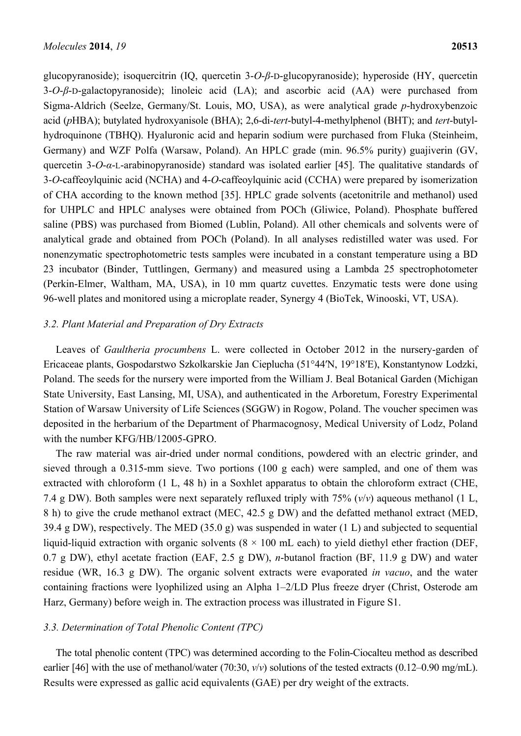glucopyranoside); isoquercitrin (IQ, quercetin 3-*O*-*β*-D-glucopyranoside); hyperoside (HY, quercetin 3-*O*-*β*-D-galactopyranoside); linoleic acid (LA); and ascorbic acid (AA) were purchased from Sigma-Aldrich (Seelze, Germany/St. Louis, MO, USA), as were analytical grade *p*-hydroxybenzoic acid (*p*HBA); butylated hydroxyanisole (BHA); 2,6-di-*tert*-butyl-4-methylphenol (BHT); and *tert*-butylhydroquinone (TBHQ). Hyaluronic acid and heparin sodium were purchased from Fluka (Steinheim, Germany) and WZF Polfa (Warsaw, Poland). An HPLC grade (min. 96.5% purity) guajiverin (GV, quercetin 3-*O*-*α*-L-arabinopyranoside) standard was isolated earlier [45]. The qualitative standards of 3-*O*-caffeoylquinic acid (NCHA) and 4-*O*-caffeoylquinic acid (CCHA) were prepared by isomerization of CHA according to the known method [35]. HPLC grade solvents (acetonitrile and methanol) used for UHPLC and HPLC analyses were obtained from POCh (Gliwice, Poland). Phosphate buffered saline (PBS) was purchased from Biomed (Lublin, Poland). All other chemicals and solvents were of analytical grade and obtained from POCh (Poland). In all analyses redistilled water was used. For nonenzymatic spectrophotometric tests samples were incubated in a constant temperature using a BD 23 incubator (Binder, Tuttlingen, Germany) and measured using a Lambda 25 spectrophotometer (Perkin-Elmer, Waltham, MA, USA), in 10 mm quartz cuvettes. Enzymatic tests were done using 96-well plates and monitored using a microplate reader, Synergy 4 (BioTek, Winooski, VT, USA).

### *3.2. Plant Material and Preparation of Dry Extracts*

Leaves of *Gaultheria procumbens* L. were collected in October 2012 in the nursery-garden of Ericaceae plants, Gospodarstwo Szkolkarskie Jan Cieplucha (51°44′N, 19°18′E), Konstantynow Lodzki, Poland. The seeds for the nursery were imported from the William J. Beal Botanical Garden (Michigan State University, East Lansing, MI, USA), and authenticated in the Arboretum, Forestry Experimental Station of Warsaw University of Life Sciences (SGGW) in Rogow, Poland. The voucher specimen was deposited in the herbarium of the Department of Pharmacognosy, Medical University of Lodz, Poland with the number KFG/HB/12005-GPRO.

The raw material was air-dried under normal conditions, powdered with an electric grinder, and sieved through a 0.315-mm sieve. Two portions (100 g each) were sampled, and one of them was extracted with chloroform (1 L, 48 h) in a Soxhlet apparatus to obtain the chloroform extract (CHE, 7.4 g DW). Both samples were next separately refluxed triply with 75% (*v*/*v*) aqueous methanol (1 L, 8 h) to give the crude methanol extract (MEC, 42.5 g DW) and the defatted methanol extract (MED, 39.4 g DW), respectively. The MED (35.0 g) was suspended in water (1 L) and subjected to sequential liquid-liquid extraction with organic solvents (8 × 100 mL each) to yield diethyl ether fraction (DEF, 0.7 g DW), ethyl acetate fraction (EAF, 2.5 g DW), *n*-butanol fraction (BF, 11.9 g DW) and water residue (WR, 16.3 g DW). The organic solvent extracts were evaporated *in vacuo*, and the water containing fractions were lyophilized using an Alpha 1–2/LD Plus freeze dryer (Christ, Osterode am Harz, Germany) before weigh in. The extraction process was illustrated in Figure S1.

### *3.3. Determination of Total Phenolic Content (TPC)*

The total phenolic content (TPC) was determined according to the Folin-Ciocalteu method as described earlier [46] with the use of methanol/water (70:30, *v*/*v*) solutions of the tested extracts (0.12–0.90 mg/mL). Results were expressed as gallic acid equivalents (GAE) per dry weight of the extracts.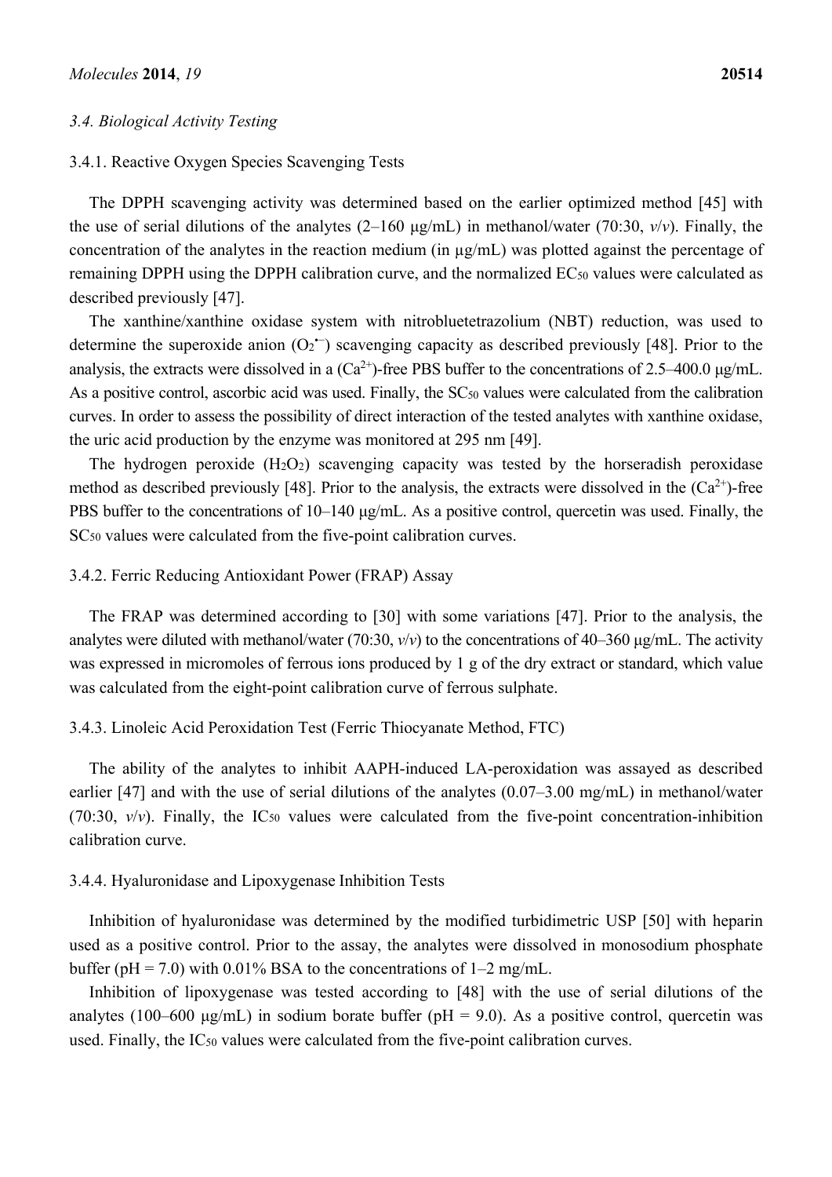### 3.4. Biological Activity Testing

#### 3.4.1. Reactive Oxygen Species Scavenging Tests

The DPPH scavenging activity was determined based on the earlier optimized method [45] with the use of serial dilutions of the analytes (2–160 μg/mL) in methanol/water (70:30, *v*/*v*). Finally, the concentration of the analytes in the reaction medium (in μg/mL) was plotted against the percentage of remaining DPPH using the DPPH calibration curve, and the normalized $EC_{50}$ values were calculated as described previously [47].

The xanthine/xanthine oxidase system with nitrobluetetrazolium (NBT) reduction, was used to determine the superoxide anion ($O_2^{\bullet-}$) scavenging capacity as described previously [48]. Prior to the analysis, the extracts were dissolved in a ($Ca^{2+}$)-free PBS buffer to the concentrations of 2.5–400.0 μg/mL. As a positive control, ascorbic acid was used. Finally, the $SC_{50}$ values were calculated from the calibration curves. In order to assess the possibility of direct interaction of the tested analytes with xanthine oxidase, the uric acid production by the enzyme was monitored at 295 nm [49].

The hydrogen peroxide ($H_2O_2$) scavenging capacity was tested by the horseradish peroxidase method as described previously [48]. Prior to the analysis, the extracts were dissolved in the ($Ca^{2+}$)-free PBS buffer to the concentrations of 10–140 μg/mL. As a positive control, quercetin was used. Finally, the $SC_{50}$ values were calculated from the five-point calibration curves.

#### 3.4.2. Ferric Reducing Antioxidant Power (FRAP) Assay

The FRAP was determined according to [30] with some variations [47]. Prior to the analysis, the analytes were diluted with methanol/water (70:30, *v*/*v*) to the concentrations of 40–360 μg/mL. The activity was expressed in micromoles of ferrous ions produced by 1 g of the dry extract or standard, which value was calculated from the eight-point calibration curve of ferrous sulphate.

#### 3.4.3. Linoleic Acid Peroxidation Test (Ferric Thiocyanate Method, FTC)

The ability of the analytes to inhibit AAPH-induced LA-peroxidation was assayed as described earlier [47] and with the use of serial dilutions of the analytes (0.07–3.00 mg/mL) in methanol/water (70:30, *v*/*v*). Finally, the $IC_{50}$ values were calculated from the five-point concentration-inhibition calibration curve.

#### 3.4.4. Hyaluronidase and Lipoxygenase Inhibition Tests

Inhibition of hyaluronidase was determined by the modified turbidimetric USP [50] with heparin used as a positive control. Prior to the assay, the analytes were dissolved in monosodium phosphate buffer (pH = 7.0) with 0.01% BSA to the concentrations of 1–2 mg/mL.

Inhibition of lipoxygenase was tested according to [48] with the use of serial dilutions of the analytes (100–600 μg/mL) in sodium borate buffer (pH = 9.0). As a positive control, quercetin was used. Finally, the $IC_{50}$ values were calculated from the five-point calibration curves.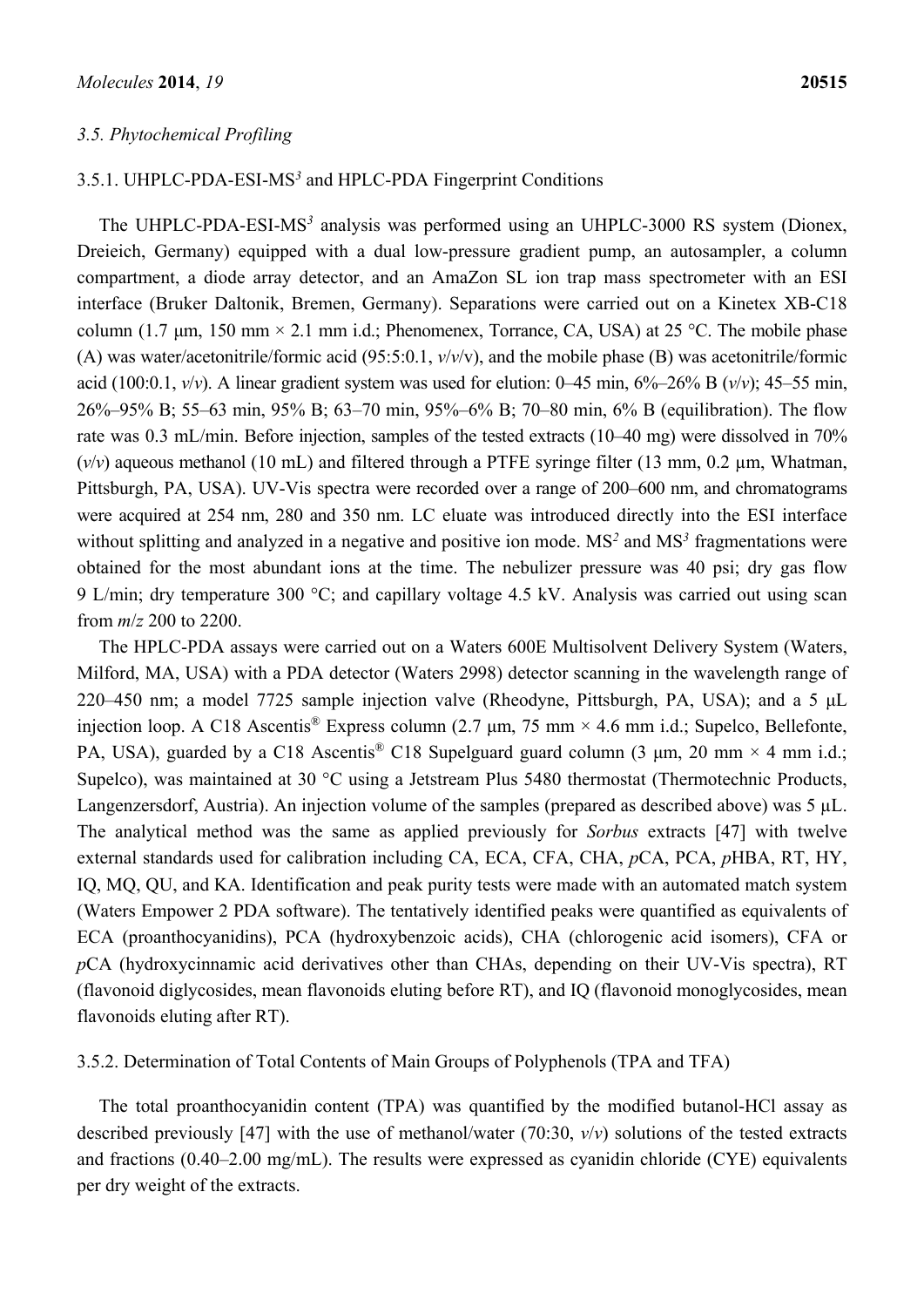### *3.5. Phytochemical Profiling*

#### 3.5.1. UHPLC-PDA-ESI-MS$^3$ and HPLC-PDA Fingerprint Conditions

The UHPLC-PDA-ESI-MS$^3$ analysis was performed using an UHPLC-3000 RS system (Dionex, Dreieich, Germany) equipped with a dual low-pressure gradient pump, an autosampler, a column compartment, a diode array detector, and an AmaZon SL ion trap mass spectrometer with an ESI interface (Bruker Daltonik, Bremen, Germany). Separations were carried out on a Kinetex XB-C18 column (1.7 μm, 150 mm × 2.1 mm i.d.; Phenomenex, Torrance, CA, USA) at 25 °C. The mobile phase (A) was water/acetonitrile/formic acid (95:5:0.1, *v*/*v*/v), and the mobile phase (B) was acetonitrile/formic acid (100:0.1, *v*/*v*). A linear gradient system was used for elution: 0–45 min, 6%–26% B (*v*/*v*); 45–55 min, 26%–95% B; 55–63 min, 95% B; 63–70 min, 95%–6% B; 70–80 min, 6% B (equilibration). The flow rate was 0.3 mL/min. Before injection, samples of the tested extracts (10–40 mg) were dissolved in 70% (*v*/*v*) aqueous methanol (10 mL) and filtered through a PTFE syringe filter (13 mm, 0.2 μm, Whatman, Pittsburgh, PA, USA). UV-Vis spectra were recorded over a range of 200–600 nm, and chromatograms were acquired at 254 nm, 280 and 350 nm. LC eluate was introduced directly into the ESI interface without splitting and analyzed in a negative and positive ion mode. MS$^2$ and MS$^3$ fragmentations were obtained for the most abundant ions at the time. The nebulizer pressure was 40 psi; dry gas flow 9 L/min; dry temperature 300 °C; and capillary voltage 4.5 kV. Analysis was carried out using scan from *m*/*z* 200 to 2200.

The HPLC-PDA assays were carried out on a Waters 600E Multisolvent Delivery System (Waters, Milford, MA, USA) with a PDA detector (Waters 2998) detector scanning in the wavelength range of 220–450 nm; a model 7725 sample injection valve (Rheodyne, Pittsburgh, PA, USA); and a 5 μL injection loop. A C18 Ascentis® Express column (2.7 μm, 75 mm × 4.6 mm i.d.; Supelco, Bellefonte, PA, USA), guarded by a C18 Ascentis® C18 Supelguard guard column (3 μm, 20 mm × 4 mm i.d.; Supelco), was maintained at 30 °C using a Jetstream Plus 5480 thermostat (Thermotechnic Products, Langenzersdorf, Austria). An injection volume of the samples (prepared as described above) was 5 μL. The analytical method was the same as applied previously for *Sorbus* extracts [47] with twelve external standards used for calibration including CA, ECA, CFA, CHA, *p*CA, PCA, *p*HBA, RT, HY, IQ, MQ, QU, and KA. Identification and peak purity tests were made with an automated match system (Waters Empower 2 PDA software). The tentatively identified peaks were quantified as equivalents of ECA (proanthocyanidins), PCA (hydroxybenzoic acids), CHA (chlorogenic acid isomers), CFA or *p*CA (hydroxycinnamic acid derivatives other than CHAs, depending on their UV-Vis spectra), RT (flavonoid diglycosides, mean flavonoids eluting before RT), and IQ (flavonoid monoglycosides, mean flavonoids eluting after RT).

#### 3.5.2. Determination of Total Contents of Main Groups of Polyphenols (TPA and TFA)

The total proanthocyanidin content (TPA) was quantified by the modified butanol-HCl assay as described previously [47] with the use of methanol/water (70:30, *v*/*v*) solutions of the tested extracts and fractions (0.40–2.00 mg/mL). The results were expressed as cyanidin chloride (CYE) equivalents per dry weight of the extracts.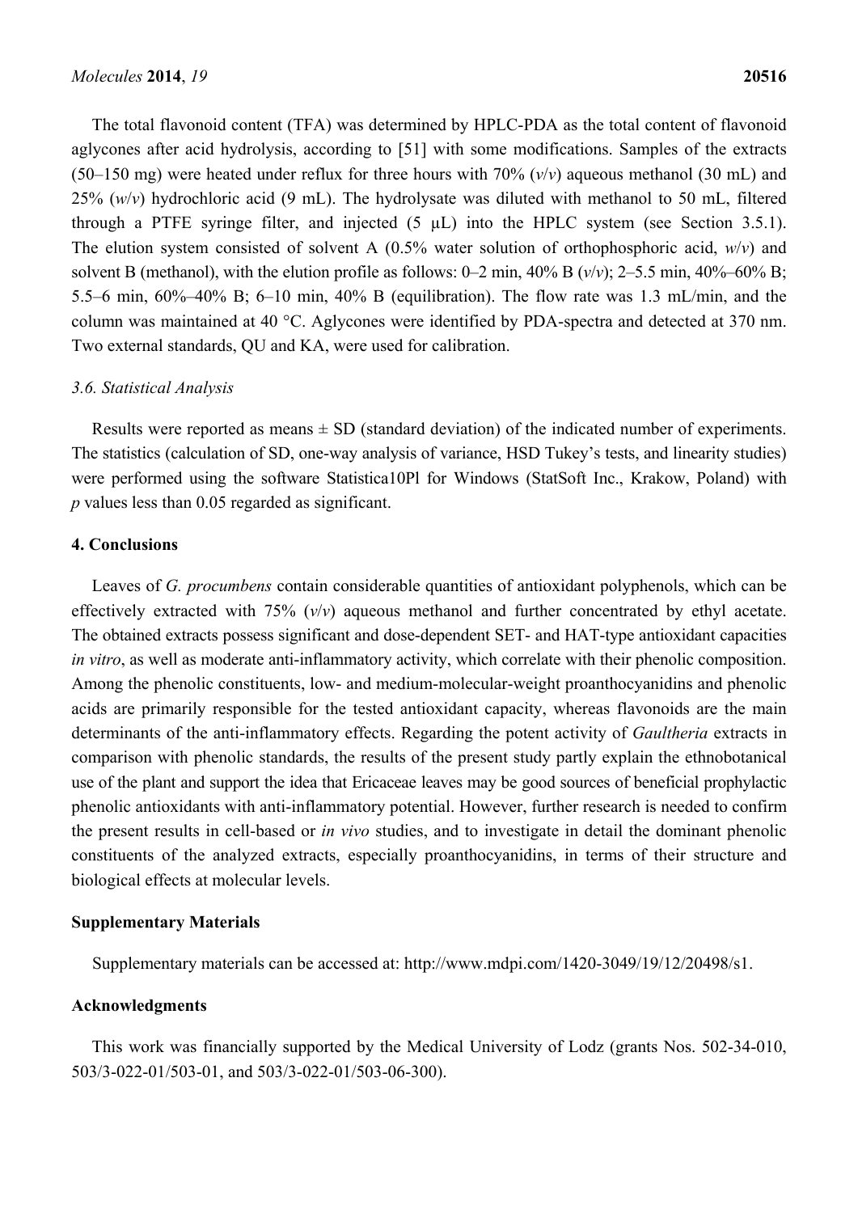The total flavonoid content (TFA) was determined by HPLC-PDA as the total content of flavonoid aglycones after acid hydrolysis, according to [51] with some modifications. Samples of the extracts (50–150 mg) were heated under reflux for three hours with 70% (*v*/*v*) aqueous methanol (30 mL) and 25% (*w*/*v*) hydrochloric acid (9 mL). The hydrolysate was diluted with methanol to 50 mL, filtered through a PTFE syringe filter, and injected (5 μL) into the HPLC system (see Section 3.5.1). The elution system consisted of solvent A (0.5% water solution of orthophosphoric acid, *w*/*v*) and solvent B (methanol), with the elution profile as follows: 0–2 min, 40% B (*v*/*v*); 2–5.5 min, 40%–60% B; 5.5–6 min, 60%–40% B; 6–10 min, 40% B (equilibration). The flow rate was 1.3 mL/min, and the column was maintained at 40 °C. Aglycones were identified by PDA-spectra and detected at 370 nm. Two external standards, QU and KA, were used for calibration.

### *3.6. Statistical Analysis*

Results were reported as means ± SD (standard deviation) of the indicated number of experiments. The statistics (calculation of SD, one-way analysis of variance, HSD Tukey's tests, and linearity studies) were performed using the software Statistica10Pl for Windows (StatSoft Inc., Krakow, Poland) with $p$ values less than 0.05 regarded as significant.

## 4. Conclusions

Leaves of *G. procumbens* contain considerable quantities of antioxidant polyphenols, which can be effectively extracted with 75% (*v*/*v*) aqueous methanol and further concentrated by ethyl acetate. The obtained extracts possess significant and dose-dependent SET- and HAT-type antioxidant capacities *in vitro*, as well as moderate anti-inflammatory activity, which correlate with their phenolic composition. Among the phenolic constituents, low- and medium-molecular-weight proanthocyanidins and phenolic acids are primarily responsible for the tested antioxidant capacity, whereas flavonoids are the main determinants of the anti-inflammatory effects. Regarding the potent activity of *Gaultheria* extracts in comparison with phenolic standards, the results of the present study partly explain the ethnobotanical use of the plant and support the idea that Ericaceae leaves may be good sources of beneficial prophylactic phenolic antioxidants with anti-inflammatory potential. However, further research is needed to confirm the present results in cell-based or *in vivo* studies, and to investigate in detail the dominant phenolic constituents of the analyzed extracts, especially proanthocyanidins, in terms of their structure and biological effects at molecular levels.

## Supplementary Materials

Supplementary materials can be accessed at: http://www.mdpi.com/1420-3049/19/12/20498/s1.

## Acknowledgments

This work was financially supported by the Medical University of Lodz (grants Nos. 502-34-010, 503/3-022-01/503-01, and 503/3-022-01/503-06-300).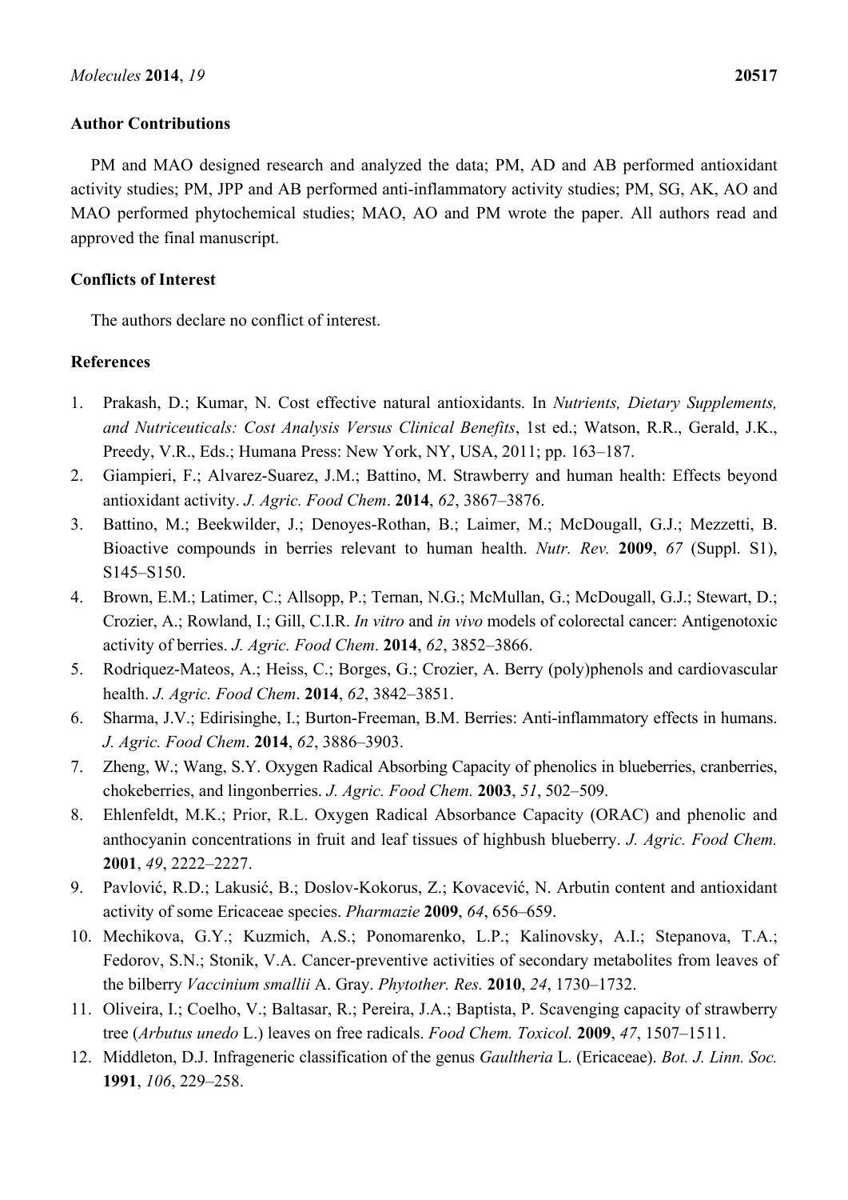## Author Contributions

PM and MAO designed research and analyzed the data; PM, AD and AB performed antioxidant activity studies; PM, JPP and AB performed anti-inflammatory activity studies; PM, SG, AK, AO and MAO performed phytochemical studies; MAO, AO and PM wrote the paper. All authors read and approved the final manuscript.

## Conflicts of Interest

The authors declare no conflict of interest.

## References

1. Prakash, D.; Kumar, N. Cost effective natural antioxidants. In *Nutrients, Dietary Supplements, and Nutriceuticals: Cost Analysis Versus Clinical Benefits*, 1st ed.; Watson, R.R., Gerald, J.K., Preedy, V.R., Eds.; Humana Press: New York, NY, USA, 2011; pp. 163–187.
2. Giampieri, F.; Alvarez-Suarez, J.M.; Battino, M. Strawberry and human health: Effects beyond antioxidant activity. *J. Agric. Food Chem*. **2014**, *62*, 3867–3876.
3. Battino, M.; Beekwilder, J.; Denoyes-Rothan, B.; Laimer, M.; McDougall, G.J.; Mezzetti, B. Bioactive compounds in berries relevant to human health. *Nutr. Rev.* **2009**, *67* (Suppl. S1), S145–S150.
4. Brown, E.M.; Latimer, C.; Allsopp, P.; Ternan, N.G.; McMullan, G.; McDougall, G.J.; Stewart, D.; Crozier, A.; Rowland, I.; Gill, C.I.R. *In vitro* and *in vivo* models of colorectal cancer: Antigenotoxic activity of berries. *J. Agric. Food Chem*. **2014**, *62*, 3852–3866.
5. Rodriquez-Mateos, A.; Heiss, C.; Borges, G.; Crozier, A. Berry (poly)phenols and cardiovascular health. *J. Agric. Food Chem*. **2014**, *62*, 3842–3851.
6. Sharma, J.V.; Edirisinghe, I.; Burton-Freeman, B.M. Berries: Anti-inflammatory effects in humans. *J. Agric. Food Chem*. **2014**, *62*, 3886–3903.
7. Zheng, W.; Wang, S.Y. Oxygen Radical Absorbing Capacity of phenolics in blueberries, cranberries, chokeberries, and lingonberries. *J. Agric. Food Chem.* **2003**, *51*, 502–509.
8. Ehlenfeldt, M.K.; Prior, R.L. Oxygen Radical Absorbance Capacity (ORAC) and phenolic and anthocyanin concentrations in fruit and leaf tissues of highbush blueberry. *J. Agric. Food Chem.* **2001**, *49*, 2222–2227.
9. Pavlović, R.D.; Lakusić, B.; Doslov-Kokorus, Z.; Kovacević, N. Arbutin content and antioxidant activity of some Ericaceae species. *Pharmazie* **2009**, *64*, 656–659.
10. Mechikova, G.Y.; Kuzmich, A.S.; Ponomarenko, L.P.; Kalinovsky, A.I.; Stepanova, T.A.; Fedorov, S.N.; Stonik, V.A. Cancer-preventive activities of secondary metabolites from leaves of the bilberry *Vaccinium smallii* A. Gray. *Phytother. Res.* **2010**, *24*, 1730–1732.
11. Oliveira, I.; Coelho, V.; Baltasar, R.; Pereira, J.A.; Baptista, P. Scavenging capacity of strawberry tree (*Arbutus unedo* L.) leaves on free radicals. *Food Chem. Toxicol.* **2009**, *47*, 1507–1511.
12. Middleton, D.J. Infrageneric classification of the genus *Gaultheria* L. (Ericaceae). *Bot. J. Linn. Soc.* **1991**, *106*, 229–258.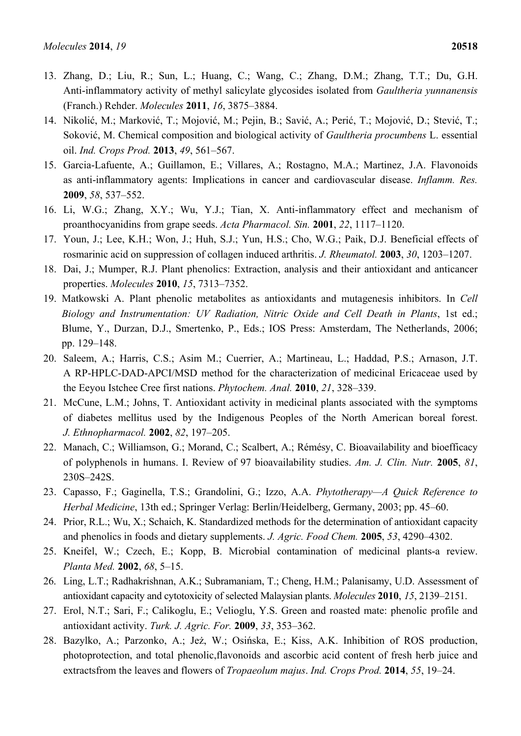13. Zhang, D.; Liu, R.; Sun, L.; Huang, C.; Wang, C.; Zhang, D.M.; Zhang, T.T.; Du, G.H. Anti-inflammatory activity of methyl salicylate glycosides isolated from *Gaultheria yunnanensis* (Franch.) Rehder. *Molecules* **2011**, *16*, 3875–3884.
14. Nikolić, M.; Marković, T.; Mojović, M.; Pejin, B.; Savić, A.; Perić, T.; Mojović, D.; Stević, T.; Soković, M. Chemical composition and biological activity of *Gaultheria procumbens* L. essential oil. *Ind. Crops Prod.* **2013**, *49*, 561–567.
15. Garcia-Lafuente, A.; Guillamon, E.; Villares, A.; Rostagno, M.A.; Martinez, J.A. Flavonoids as anti-inflammatory agents: Implications in cancer and cardiovascular disease. *Inflamm. Res.* **2009**, *58*, 537–552.
16. Li, W.G.; Zhang, X.Y.; Wu, Y.J.; Tian, X. Anti-inflammatory effect and mechanism of proanthocyanidins from grape seeds. *Acta Pharmacol. Sin.* **2001**, *22*, 1117–1120.
17. Youn, J.; Lee, K.H.; Won, J.; Huh, S.J.; Yun, H.S.; Cho, W.G.; Paik, D.J. Beneficial effects of rosmarinic acid on suppression of collagen induced arthritis. *J. Rheumatol.* **2003**, *30*, 1203–1207.
18. Dai, J.; Mumper, R.J. Plant phenolics: Extraction, analysis and their antioxidant and anticancer properties. *Molecules* **2010**, *15*, 7313–7352.
19. Matkowski A. Plant phenolic metabolites as antioxidants and mutagenesis inhibitors. In *Cell Biology and Instrumentation: UV Radiation, Nitric Oxide and Cell Death in Plants*, 1st ed.; Blume, Y., Durzan, D.J., Smertenko, P., Eds.; IOS Press: Amsterdam, The Netherlands, 2006; pp. 129–148.
20. Saleem, A.; Harris, C.S.; Asim M.; Cuerrier, A.; Martineau, L.; Haddad, P.S.; Arnason, J.T. A RP-HPLC-DAD-APCI/MSD method for the characterization of medicinal Ericaceae used by the Eeyou Istchee Cree first nations. *Phytochem. Anal.* **2010**, *21*, 328–339.
21. McCune, L.M.; Johns, T. Antioxidant activity in medicinal plants associated with the symptoms of diabetes mellitus used by the Indigenous Peoples of the North American boreal forest. *J. Ethnopharmacol.* **2002**, *82*, 197–205.
22. Manach, C.; Williamson, G.; Morand, C.; Scalbert, A.; Rémésy, C. Bioavailability and bioefficacy of polyphenols in humans. I. Review of 97 bioavailability studies. *Am. J. Clin. Nutr.* **2005**, *81*, 230S–242S.
23. Capasso, F.; Gaginella, T.S.; Grandolini, G.; Izzo, A.A. *Phytotherapy—A Quick Reference to Herbal Medicine*, 13th ed.; Springer Verlag: Berlin/Heidelberg, Germany, 2003; pp. 45–60.
24. Prior, R.L.; Wu, X.; Schaich, K. Standardized methods for the determination of antioxidant capacity and phenolics in foods and dietary supplements. *J. Agric. Food Chem.* **2005**, *53*, 4290–4302.
25. Kneifel, W.; Czech, E.; Kopp, B. Microbial contamination of medicinal plants-a review. *Planta Med.* **2002**, *68*, 5–15.
26. Ling, L.T.; Radhakrishnan, A.K.; Subramaniam, T.; Cheng, H.M.; Palanisamy, U.D. Assessment of antioxidant capacity and cytotoxicity of selected Malaysian plants. *Molecules* **2010**, *15*, 2139–2151.
27. Erol, N.T.; Sari, F.; Calikoglu, E.; Velioglu, Y.S. Green and roasted mate: phenolic profile and antioxidant activity. *Turk. J. Agric. For.* **2009**, *33*, 353–362.
28. Bazylko, A.; Parzonko, A.; Jeż, W.; Osińska, E.; Kiss, A.K. Inhibition of ROS production, photoprotection, and total phenolic,flavonoids and ascorbic acid content of fresh herb juice and extractsfrom the leaves and flowers of *Tropaeolum majus*. *Ind. Crops Prod.* **2014**, *55*, 19–24.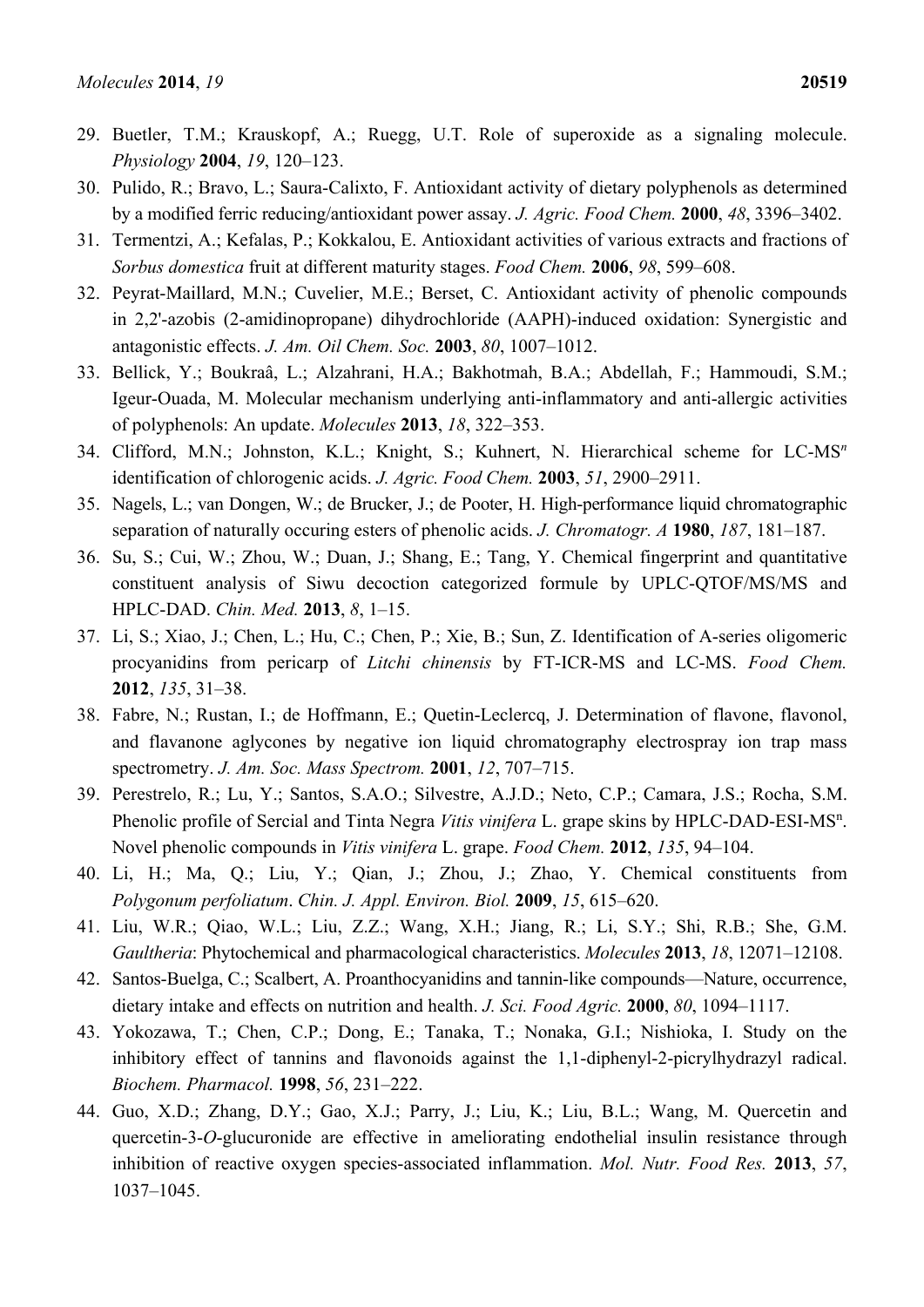29. Buetler, T.M.; Krauskopf, A.; Ruegg, U.T. Role of superoxide as a signaling molecule. *Physiology* **2004**, *19*, 120–123.
30. Pulido, R.; Bravo, L.; Saura-Calixto, F. Antioxidant activity of dietary polyphenols as determined by a modified ferric reducing/antioxidant power assay. *J. Agric. Food Chem.* **2000**, *48*, 3396–3402.
31. Termentzi, A.; Kefalas, P.; Kokkalou, E. Antioxidant activities of various extracts and fractions of *Sorbus domestica* fruit at different maturity stages. *Food Chem.* **2006**, *98*, 599–608.
32. Peyrat-Maillard, M.N.; Cuvelier, M.E.; Berset, C. Antioxidant activity of phenolic compounds in 2,2'-azobis (2-amidinopropane) dihydrochloride (AAPH)-induced oxidation: Synergistic and antagonistic effects. *J. Am. Oil Chem. Soc.* **2003**, *80*, 1007–1012.
33. Bellick, Y.; Boukraâ, L.; Alzahrani, H.A.; Bakhotmah, B.A.; Abdellah, F.; Hammoudi, S.M.; Igeur-Ouada, M. Molecular mechanism underlying anti-inflammatory and anti-allergic activities of polyphenols: An update. *Molecules* **2013**, *18*, 322–353.
34. Clifford, M.N.; Johnston, K.L.; Knight, S.; Kuhnert, N. Hierarchical scheme for LC-MS$^n$ identification of chlorogenic acids. *J. Agric. Food Chem.* **2003**, *51*, 2900–2911.
35. Nagels, L.; van Dongen, W.; de Brucker, J.; de Pooter, H. High-performance liquid chromatographic separation of naturally occuring esters of phenolic acids. *J. Chromatogr. A* **1980**, *187*, 181–187.
36. Su, S.; Cui, W.; Zhou, W.; Duan, J.; Shang, E.; Tang, Y. Chemical fingerprint and quantitative constituent analysis of Siwu decoction categorized formule by UPLC-QTOF/MS/MS and HPLC-DAD. *Chin. Med.* **2013**, *8*, 1–15.
37. Li, S.; Xiao, J.; Chen, L.; Hu, C.; Chen, P.; Xie, B.; Sun, Z. Identification of A-series oligomeric procyanidins from pericarp of *Litchi chinensis* by FT-ICR-MS and LC-MS. *Food Chem.* **2012**, *135*, 31–38.
38. Fabre, N.; Rustan, I.; de Hoffmann, E.; Quetin-Leclercq, J. Determination of flavone, flavonol, and flavanone aglycones by negative ion liquid chromatography electrospray ion trap mass spectrometry. *J. Am. Soc. Mass Spectrom.* **2001**, *12*, 707–715.
39. Perestrelo, R.; Lu, Y.; Santos, S.A.O.; Silvestre, A.J.D.; Neto, C.P.; Camara, J.S.; Rocha, S.M. Phenolic profile of Sercial and Tinta Negra *Vitis vinifera* L. grape skins by HPLC-DAD-ESI-MS$^n$. Novel phenolic compounds in *Vitis vinifera* L. grape. *Food Chem.* **2012**, *135*, 94–104.
40. Li, H.; Ma, Q.; Liu, Y.; Qian, J.; Zhou, J.; Zhao, Y. Chemical constituents from *Polygonum perfoliatum*. *Chin. J. Appl. Environ. Biol.* **2009**, *15*, 615–620.
41. Liu, W.R.; Qiao, W.L.; Liu, Z.Z.; Wang, X.H.; Jiang, R.; Li, S.Y.; Shi, R.B.; She, G.M. *Gaultheria*: Phytochemical and pharmacological characteristics. *Molecules* **2013**, *18*, 12071–12108.
42. Santos-Buelga, C.; Scalbert, A. Proanthocyanidins and tannin-like compounds—Nature, occurrence, dietary intake and effects on nutrition and health. *J. Sci. Food Agric.* **2000**, *80*, 1094–1117.
43. Yokozawa, T.; Chen, C.P.; Dong, E.; Tanaka, T.; Nonaka, G.I.; Nishioka, I. Study on the inhibitory effect of tannins and flavonoids against the 1,1-diphenyl-2-picrylhydrazyl radical. *Biochem. Pharmacol.* **1998**, *56*, 231–222.
44. Guo, X.D.; Zhang, D.Y.; Gao, X.J.; Parry, J.; Liu, K.; Liu, B.L.; Wang, M. Quercetin and quercetin-3-*O*-glucuronide are effective in ameliorating endothelial insulin resistance through inhibition of reactive oxygen species-associated inflammation. *Mol. Nutr. Food Res.* **2013**, *57*, 1037–1045.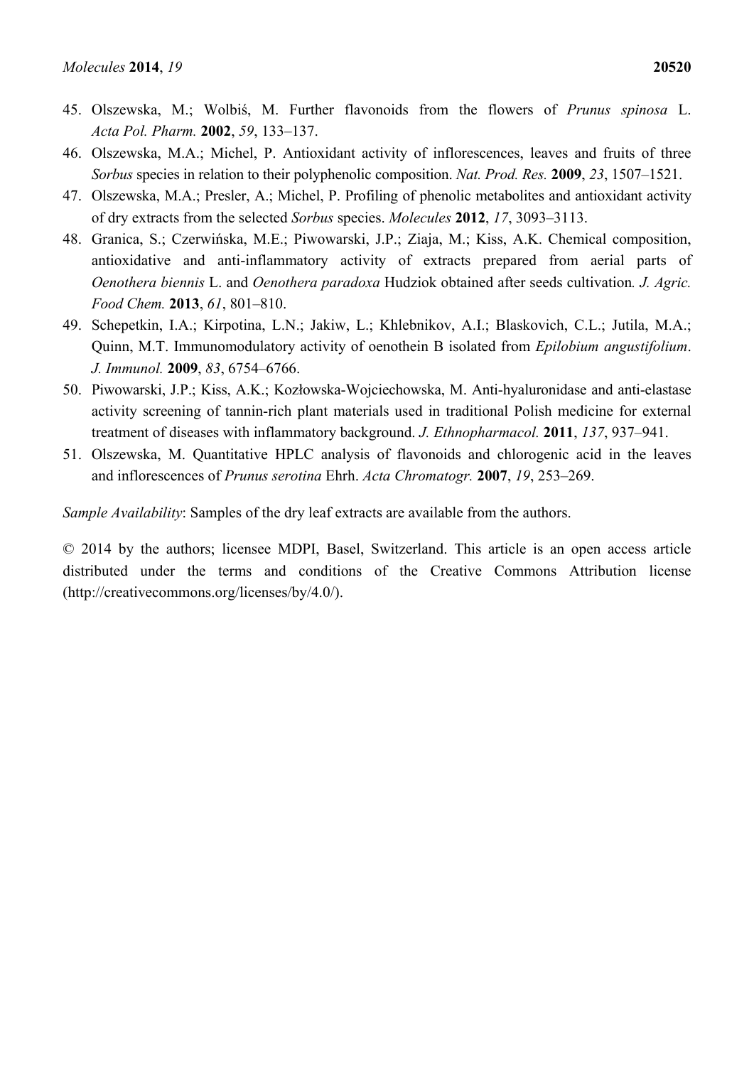45. Olszewska, M.; Wolbiś, M. Further flavonoids from the flowers of *Prunus spinosa* L. *Acta Pol. Pharm.* **2002**, *59*, 133–137.
46. Olszewska, M.A.; Michel, P. Antioxidant activity of inflorescences, leaves and fruits of three *Sorbus* species in relation to their polyphenolic composition. *Nat. Prod. Res.* **2009**, *23*, 1507–1521.
47. Olszewska, M.A.; Presler, A.; Michel, P. Profiling of phenolic metabolites and antioxidant activity of dry extracts from the selected *Sorbus* species. *Molecules* **2012**, *17*, 3093–3113.
48. Granica, S.; Czerwińska, M.E.; Piwowarski, J.P.; Ziaja, M.; Kiss, A.K. Chemical composition, antioxidative and anti-inflammatory activity of extracts prepared from aerial parts of *Oenothera biennis* L. and *Oenothera paradoxa* Hudziok obtained after seeds cultivation. *J. Agric. Food Chem.* **2013**, *61*, 801–810.
49. Schepetkin, I.A.; Kirpotina, L.N.; Jakiw, L.; Khlebnikov, A.I.; Blaskovich, C.L.; Jutila, M.A.; Quinn, M.T. Immunomodulatory activity of oenothein B isolated from *Epilobium angustifolium*. *J. Immunol.* **2009**, *83*, 6754–6766.
50. Piwowarski, J.P.; Kiss, A.K.; Kozłowska-Wojciechowska, M. Anti-hyaluronidase and anti-elastase activity screening of tannin-rich plant materials used in traditional Polish medicine for external treatment of diseases with inflammatory background. *J. Ethnopharmacol.* **2011**, *137*, 937–941.
51. Olszewska, M. Quantitative HPLC analysis of flavonoids and chlorogenic acid in the leaves and inflorescences of *Prunus serotina* Ehrh. *Acta Chromatogr.* **2007**, *19*, 253–269.

*Sample Availability*: Samples of the dry leaf extracts are available from the authors.

© 2014 by the authors; licensee MDPI, Basel, Switzerland. This article is an open access article distributed under the terms and conditions of the Creative Commons Attribution license (http://creativecommons.org/licenses/by/4.0/).